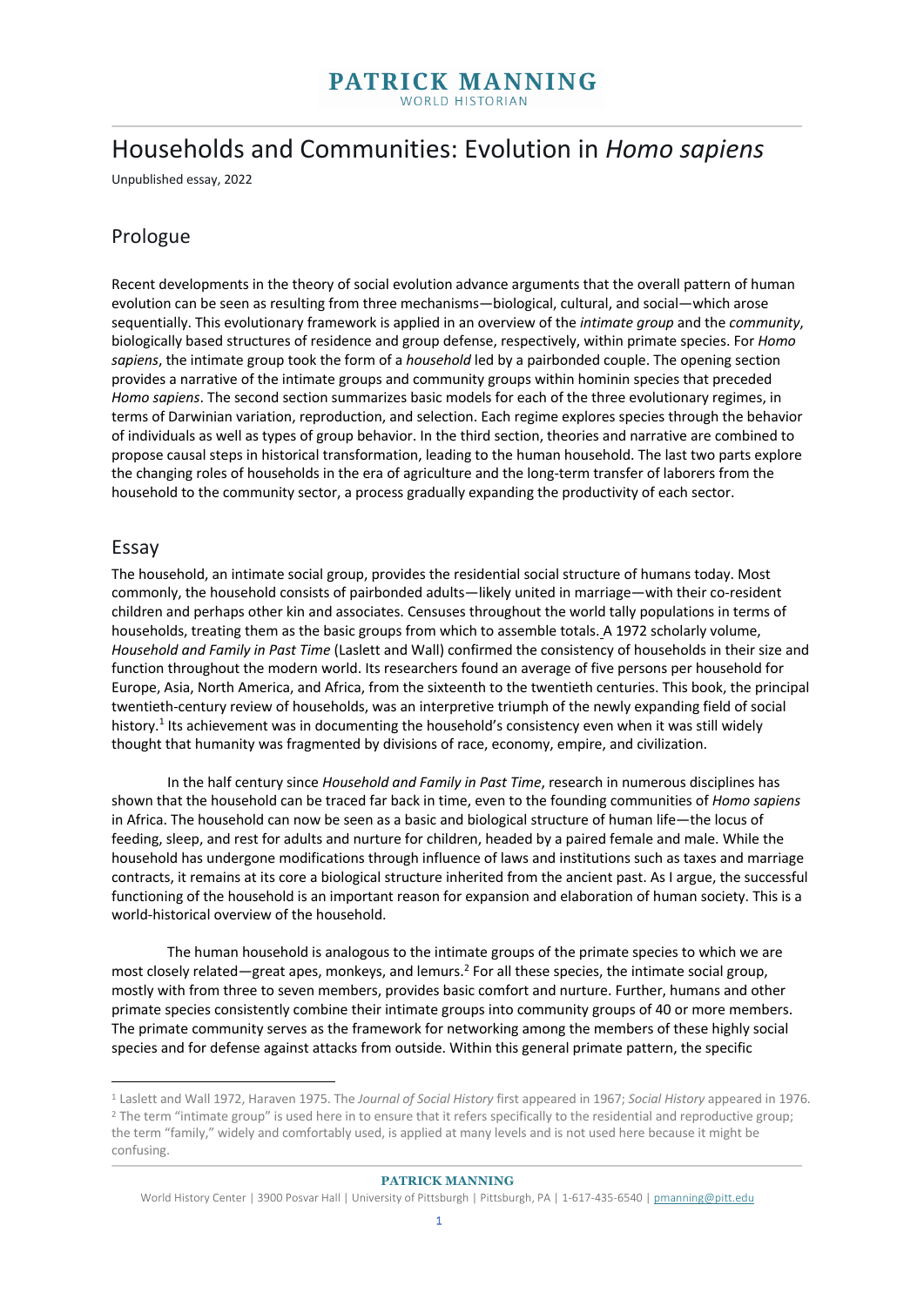# Households and Communities: Evolution in *Homo sapiens*

Unpublished essay, 2022

## Prologue

Recent developments in the theory of social evolution advance arguments that the overall pattern of human evolution can be seen as resulting from three mechanisms—biological, cultural, and social—which arose sequentially. This evolutionary framework is applied in an overview of the *intimate group* and the *community*, biologically based structures of residence and group defense, respectively, within primate species. For *Homo sapiens*, the intimate group took the form of a *household* led by a pairbonded couple. The opening section provides a narrative of the intimate groups and community groups within hominin species that preceded *Homo sapiens*. The second section summarizes basic models for each of the three evolutionary regimes, in terms of Darwinian variation, reproduction, and selection. Each regime explores species through the behavior of individuals as well as types of group behavior. In the third section, theories and narrative are combined to propose causal steps in historical transformation, leading to the human household. The last two parts explore the changing roles of households in the era of agriculture and the long-term transfer of laborers from the household to the community sector, a process gradually expanding the productivity of each sector.

## Essay

The household, an intimate social group, provides the residential social structure of humans today. Most commonly, the household consists of pairbonded adults—likely united in marriage—with their co-resident children and perhaps other kin and associates. Censuses throughout the world tally populations in terms of households, treating them as the basic groups from which to assemble totals. A 1972 scholarly volume, *Household and Family in Past Time* (Laslett and Wall) confirmed the consistency of households in their size and function throughout the modern world. Its researchers found an average of five persons per household for Europe, Asia, North America, and Africa, from the sixteenth to the twentieth centuries. This book, the principal twentieth-century review of households, was an interpretive triumph of the newly expanding field of social history.[1] Its achievement was in documenting the household's consistency even when it was still widely thought that humanity was fragmented by divisions of race, economy, empire, and civilization.

In the half century since *Household and Family in Past Time*, research in numerous disciplines has shown that the household can be traced far back in time, even to the founding communities of *Homo sapiens* in Africa. The household can now be seen as a basic and biological structure of human life—the locus of feeding, sleep, and rest for adults and nurture for children, headed by a paired female and male. While the household has undergone modifications through influence of laws and institutions such as taxes and marriage contracts, it remains at its core a biological structure inherited from the ancient past. As I argue, the successful functioning of the household is an important reason for expansion and elaboration of human society. This is a world-historical overview of the household.

The human household is analogous to the intimate groups of the primate species to which we are most closely related—great apes, monkeys, and lemurs.[2] For all these species, the intimate social group, mostly with from three to seven members, provides basic comfort and nurture. Further, humans and other primate species consistently combine their intimate groups into community groups of 40 or more members. The primate community serves as the framework for networking among the members of these highly social species and for defense against attacks from outside. Within this general primate pattern, the specific

---

[1] Laslett and Wall 1972, Haraven 1975. The *Journal of Social History* first appeared in 1967; *Social History* appeared in 1976.

[2] The term "intimate group" is used here in to ensure that it refers specifically to the residential and reproductive group; the term "family," widely and comfortably used, is applied at many levels and is not used here because it might be confusing.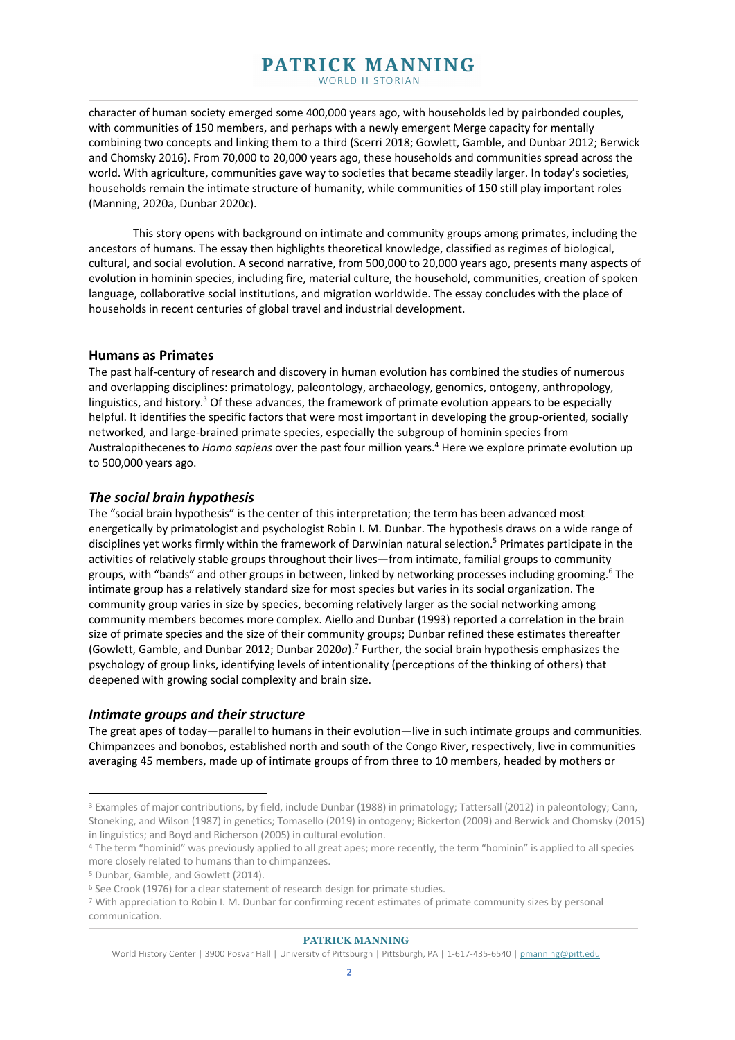character of human society emerged some 400,000 years ago, with households led by pairbonded couples, with communities of 150 members, and perhaps with a newly emergent Merge capacity for mentally combining two concepts and linking them to a third (Scerri 2018; Gowlett, Gamble, and Dunbar 2012; Berwick and Chomsky 2016). From 70,000 to 20,000 years ago, these households and communities spread across the world. With agriculture, communities gave way to societies that became steadily larger. In today's societies, households remain the intimate structure of humanity, while communities of 150 still play important roles (Manning, 2020a, Dunbar 2020*c*).

This story opens with background on intimate and community groups among primates, including the ancestors of humans. The essay then highlights theoretical knowledge, classified as regimes of biological, cultural, and social evolution. A second narrative, from 500,000 to 20,000 years ago, presents many aspects of evolution in hominin species, including fire, material culture, the household, communities, creation of spoken language, collaborative social institutions, and migration worldwide. The essay concludes with the place of households in recent centuries of global travel and industrial development.

## Humans as Primates

The past half-century of research and discovery in human evolution has combined the studies of numerous and overlapping disciplines: primatology, paleontology, archaeology, genomics, ontogeny, anthropology, linguistics, and history.[3] Of these advances, the framework of primate evolution appears to be especially helpful. It identifies the specific factors that were most important in developing the group-oriented, socially networked, and large-brained primate species, especially the subgroup of hominin species from Australopithecenes to *Homo sapiens* over the past four million years.[4] Here we explore primate evolution up to 500,000 years ago.

### *The social brain hypothesis*

The "social brain hypothesis" is the center of this interpretation; the term has been advanced most energetically by primatologist and psychologist Robin I. M. Dunbar. The hypothesis draws on a wide range of disciplines yet works firmly within the framework of Darwinian natural selection.[5] Primates participate in the activities of relatively stable groups throughout their lives—from intimate, familial groups to community groups, with "bands" and other groups in between, linked by networking processes including grooming.[6] The intimate group has a relatively standard size for most species but varies in its social organization. The community group varies in size by species, becoming relatively larger as the social networking among community members becomes more complex. Aiello and Dunbar (1993) reported a correlation in the brain size of primate species and the size of their community groups; Dunbar refined these estimates thereafter (Gowlett, Gamble, and Dunbar 2012; Dunbar 2020*a*).[7] Further, the social brain hypothesis emphasizes the psychology of group links, identifying levels of intentionality (perceptions of the thinking of others) that deepened with growing social complexity and brain size.

### *Intimate groups and their structure*

The great apes of today—parallel to humans in their evolution—live in such intimate groups and communities. Chimpanzees and bonobos, established north and south of the Congo River, respectively, live in communities averaging 45 members, made up of intimate groups of from three to 10 members, headed by mothers or

---

[3] Examples of major contributions, by field, include Dunbar (1988) in primatology; Tattersall (2012) in paleontology; Cann, Stoneking, and Wilson (1987) in genetics; Tomasello (2019) in ontogeny; Bickerton (2009) and Berwick and Chomsky (2015) in linguistics; and Boyd and Richerson (2005) in cultural evolution.

[4] The term "hominid" was previously applied to all great apes; more recently, the term "hominin" is applied to all species more closely related to humans than to chimpanzees.

[5] Dunbar, Gamble, and Gowlett (2014).

[6] See Crook (1976) for a clear statement of research design for primate studies.

[7] With appreciation to Robin I. M. Dunbar for confirming recent estimates of primate community sizes by personal communication.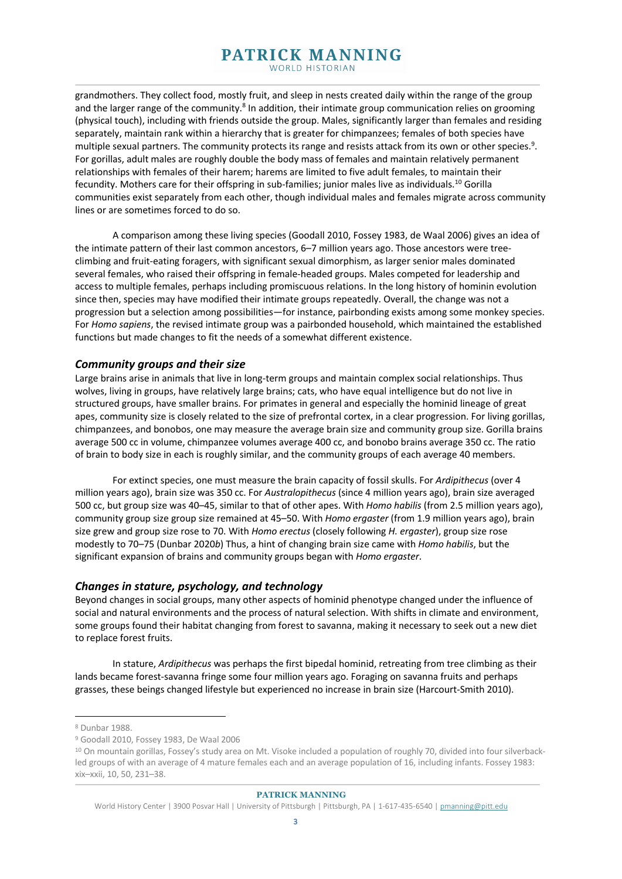grandmothers. They collect food, mostly fruit, and sleep in nests created daily within the range of the group and the larger range of the community.[8] In addition, their intimate group communication relies on grooming (physical touch), including with friends outside the group. Males, significantly larger than females and residing separately, maintain rank within a hierarchy that is greater for chimpanzees; females of both species have multiple sexual partners. The community protects its range and resists attack from its own or other species.[9]. For gorillas, adult males are roughly double the body mass of females and maintain relatively permanent relationships with females of their harem; harems are limited to five adult females, to maintain their fecundity. Mothers care for their offspring in sub-families; junior males live as individuals.[10] Gorilla communities exist separately from each other, though individual males and females migrate across community lines or are sometimes forced to do so.

A comparison among these living species (Goodall 2010, Fossey 1983, de Waal 2006) gives an idea of the intimate pattern of their last common ancestors, 6–7 million years ago. Those ancestors were tree-climbing and fruit-eating foragers, with significant sexual dimorphism, as larger senior males dominated several females, who raised their offspring in female-headed groups. Males competed for leadership and access to multiple females, perhaps including promiscuous relations. In the long history of hominin evolution since then, species may have modified their intimate groups repeatedly. Overall, the change was not a progression but a selection among possibilities—for instance, pairbonding exists among some monkey species. For *Homo sapiens*, the revised intimate group was a pairbonded household, which maintained the established functions but made changes to fit the needs of a somewhat different existence.

### *Community groups and their size*

Large brains arise in animals that live in long-term groups and maintain complex social relationships. Thus wolves, living in groups, have relatively large brains; cats, who have equal intelligence but do not live in structured groups, have smaller brains. For primates in general and especially the hominid lineage of great apes, community size is closely related to the size of prefrontal cortex, in a clear progression. For living gorillas, chimpanzees, and bonobos, one may measure the average brain size and community group size. Gorilla brains average 500 cc in volume, chimpanzee volumes average 400 cc, and bonobo brains average 350 cc. The ratio of brain to body size in each is roughly similar, and the community groups of each average 40 members.

For extinct species, one must measure the brain capacity of fossil skulls. For *Ardipithecus* (over 4 million years ago), brain size was 350 cc. For *Australopithecus* (since 4 million years ago), brain size averaged 500 cc, but group size was 40–45, similar to that of other apes. With *Homo habilis* (from 2.5 million years ago), community group size group size remained at 45–50. With *Homo ergaster* (from 1.9 million years ago), brain size grew and group size rose to 70. With *Homo erectus* (closely following *H. ergaster*), group size rose modestly to 70–75 (Dunbar 2020*b*) Thus, a hint of changing brain size came with *Homo habilis*, but the significant expansion of brains and community groups began with *Homo ergaster*.

### *Changes in stature, psychology, and technology*

Beyond changes in social groups, many other aspects of hominid phenotype changed under the influence of social and natural environments and the process of natural selection. With shifts in climate and environment, some groups found their habitat changing from forest to savanna, making it necessary to seek out a new diet to replace forest fruits.

In stature, *Ardipithecus* was perhaps the first bipedal hominid, retreating from tree climbing as their lands became forest-savanna fringe some four million years ago. Foraging on savanna fruits and perhaps grasses, these beings changed lifestyle but experienced no increase in brain size (Harcourt-Smith 2010).

---

[8] Dunbar 1988.

[9] Goodall 2010, Fossey 1983, De Waal 2006

[10] On mountain gorillas, Fossey's study area on Mt. Visoke included a population of roughly 70, divided into four silverback-led groups of with an average of 4 mature females each and an average population of 16, including infants. Fossey 1983: xix–xxii, 10, 50, 231–38.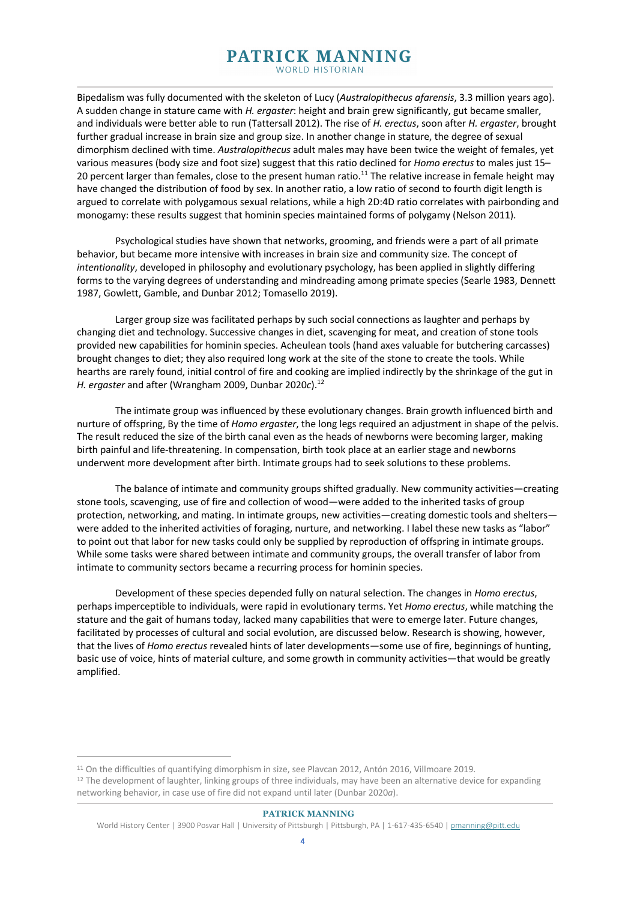Bipedalism was fully documented with the skeleton of Lucy (*Australopithecus afarensis*, 3.3 million years ago). A sudden change in stature came with *H. ergaster*: height and brain grew significantly, gut became smaller, and individuals were better able to run (Tattersall 2012). The rise of *H. erectus*, soon after *H. ergaster*, brought further gradual increase in brain size and group size. In another change in stature, the degree of sexual dimorphism declined with time. *Australopithecus* adult males may have been twice the weight of females, yet various measures (body size and foot size) suggest that this ratio declined for *Homo erectus* to males just 15–20 percent larger than females, close to the present human ratio.[11] The relative increase in female height may have changed the distribution of food by sex. In another ratio, a low ratio of second to fourth digit length is argued to correlate with polygamous sexual relations, while a high 2D:4D ratio correlates with pairbonding and monogamy: these results suggest that hominin species maintained forms of polygamy (Nelson 2011).

Psychological studies have shown that networks, grooming, and friends were a part of all primate behavior, but became more intensive with increases in brain size and community size. The concept of *intentionality*, developed in philosophy and evolutionary psychology, has been applied in slightly differing forms to the varying degrees of understanding and mindreading among primate species (Searle 1983, Dennett 1987, Gowlett, Gamble, and Dunbar 2012; Tomasello 2019).

Larger group size was facilitated perhaps by such social connections as laughter and perhaps by changing diet and technology. Successive changes in diet, scavenging for meat, and creation of stone tools provided new capabilities for hominin species. Acheulean tools (hand axes valuable for butchering carcasses) brought changes to diet; they also required long work at the site of the stone to create the tools. While hearths are rarely found, initial control of fire and cooking are implied indirectly by the shrinkage of the gut in *H. ergaster* and after (Wrangham 2009, Dunbar 2020*c*).[12]

The intimate group was influenced by these evolutionary changes. Brain growth influenced birth and nurture of offspring, By the time of *Homo ergaster*, the long legs required an adjustment in shape of the pelvis. The result reduced the size of the birth canal even as the heads of newborns were becoming larger, making birth painful and life-threatening. In compensation, birth took place at an earlier stage and newborns underwent more development after birth. Intimate groups had to seek solutions to these problems.

The balance of intimate and community groups shifted gradually. New community activities—creating stone tools, scavenging, use of fire and collection of wood—were added to the inherited tasks of group protection, networking, and mating. In intimate groups, new activities—creating domestic tools and shelters—were added to the inherited activities of foraging, nurture, and networking. I label these new tasks as "labor" to point out that labor for new tasks could only be supplied by reproduction of offspring in intimate groups. While some tasks were shared between intimate and community groups, the overall transfer of labor from intimate to community sectors became a recurring process for hominin species.

Development of these species depended fully on natural selection. The changes in *Homo erectus*, perhaps imperceptible to individuals, were rapid in evolutionary terms. Yet *Homo erectus*, while matching the stature and the gait of humans today, lacked many capabilities that were to emerge later. Future changes, facilitated by processes of cultural and social evolution, are discussed below. Research is showing, however, that the lives of *Homo erectus* revealed hints of later developments—some use of fire, beginnings of hunting, basic use of voice, hints of material culture, and some growth in community activities—that would be greatly amplified.

---

[11] On the difficulties of quantifying dimorphism in size, see Plavcan 2012, Antón 2016, Villmoare 2019.

[12] The development of laughter, linking groups of three individuals, may have been an alternative device for expanding networking behavior, in case use of fire did not expand until later (Dunbar 2020*a*).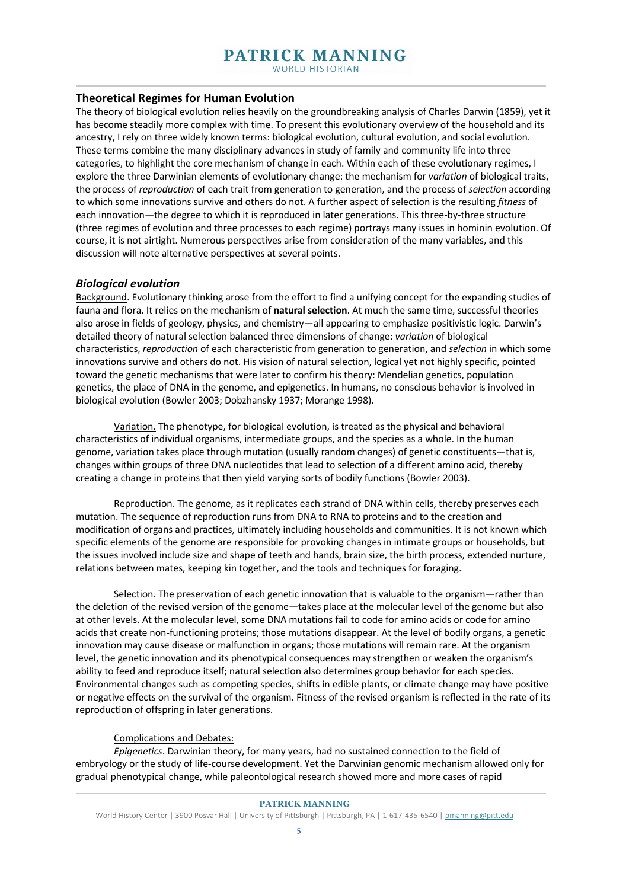## Theoretical Regimes for Human Evolution

The theory of biological evolution relies heavily on the groundbreaking analysis of Charles Darwin (1859), yet it has become steadily more complex with time. To present this evolutionary overview of the household and its ancestry, I rely on three widely known terms: biological evolution, cultural evolution, and social evolution. These terms combine the many disciplinary advances in study of family and community life into three categories, to highlight the core mechanism of change in each. Within each of these evolutionary regimes, I explore the three Darwinian elements of evolutionary change: the mechanism for *variation* of biological traits, the process of *reproduction* of each trait from generation to generation, and the process of *selection* according to which some innovations survive and others do not. A further aspect of selection is the resulting *fitness* of each innovation—the degree to which it is reproduced in later generations. This three-by-three structure (three regimes of evolution and three processes to each regime) portrays many issues in hominin evolution. Of course, it is not airtight. Numerous perspectives arise from consideration of the many variables, and this discussion will note alternative perspectives at several points.

### *Biological evolution*

Background. Evolutionary thinking arose from the effort to find a unifying concept for the expanding studies of fauna and flora. It relies on the mechanism of **natural selection**. At much the same time, successful theories also arose in fields of geology, physics, and chemistry—all appearing to emphasize positivistic logic. Darwin's detailed theory of natural selection balanced three dimensions of change: *variation* of biological characteristics, *reproduction* of each characteristic from generation to generation, and *selection* in which some innovations survive and others do not. His vision of natural selection, logical yet not highly specific, pointed toward the genetic mechanisms that were later to confirm his theory: Mendelian genetics, population genetics, the place of DNA in the genome, and epigenetics. In humans, no conscious behavior is involved in biological evolution (Bowler 2003; Dobzhansky 1937; Morange 1998).

Variation. The phenotype, for biological evolution, is treated as the physical and behavioral characteristics of individual organisms, intermediate groups, and the species as a whole. In the human genome, variation takes place through mutation (usually random changes) of genetic constituents—that is, changes within groups of three DNA nucleotides that lead to selection of a different amino acid, thereby creating a change in proteins that then yield varying sorts of bodily functions (Bowler 2003).

Reproduction. The genome, as it replicates each strand of DNA within cells, thereby preserves each mutation. The sequence of reproduction runs from DNA to RNA to proteins and to the creation and modification of organs and practices, ultimately including households and communities. It is not known which specific elements of the genome are responsible for provoking changes in intimate groups or households, but the issues involved include size and shape of teeth and hands, brain size, the birth process, extended nurture, relations between mates, keeping kin together, and the tools and techniques for foraging.

Selection. The preservation of each genetic innovation that is valuable to the organism—rather than the deletion of the revised version of the genome—takes place at the molecular level of the genome but also at other levels. At the molecular level, some DNA mutations fail to code for amino acids or code for amino acids that create non-functioning proteins; those mutations disappear. At the level of bodily organs, a genetic innovation may cause disease or malfunction in organs; those mutations will remain rare. At the organism level, the genetic innovation and its phenotypical consequences may strengthen or weaken the organism's ability to feed and reproduce itself; natural selection also determines group behavior for each species. Environmental changes such as competing species, shifts in edible plants, or climate change may have positive or negative effects on the survival of the organism. Fitness of the revised organism is reflected in the rate of its reproduction of offspring in later generations.

Complications and Debates:

*Epigenetics*. Darwinian theory, for many years, had no sustained connection to the field of embryology or the study of life-course development. Yet the Darwinian genomic mechanism allowed only for gradual phenotypical change, while paleontological research showed more and more cases of rapid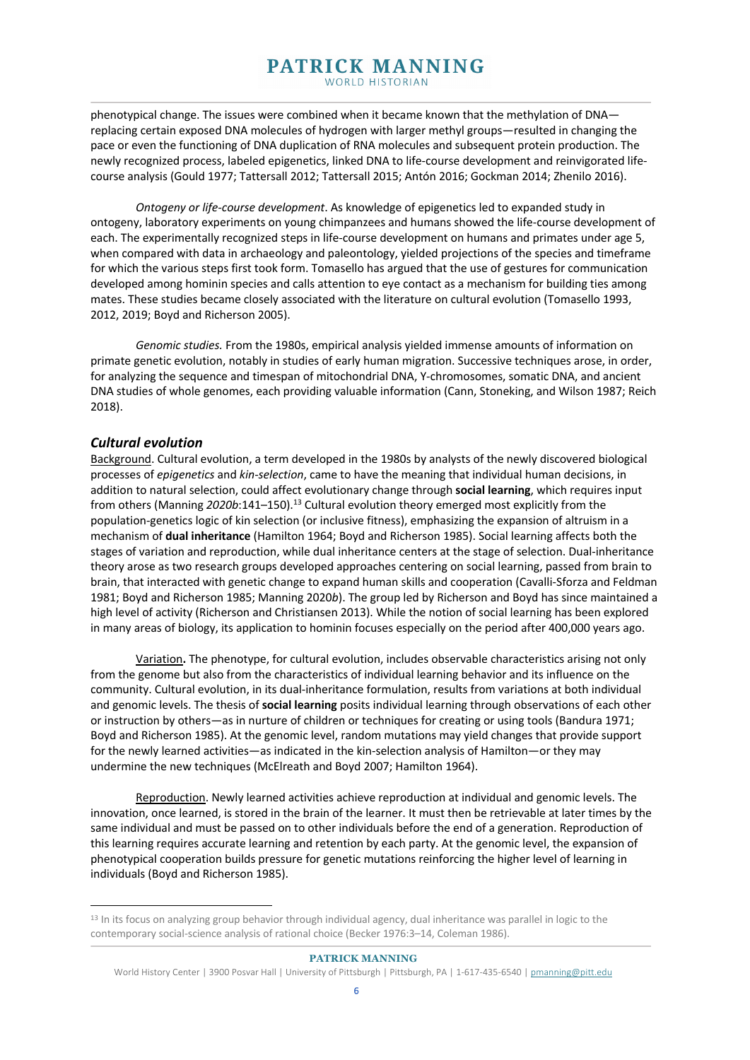phenotypical change. The issues were combined when it became known that the methylation of DNA—replacing certain exposed DNA molecules of hydrogen with larger methyl groups—resulted in changing the pace or even the functioning of DNA duplication of RNA molecules and subsequent protein production. The newly recognized process, labeled epigenetics, linked DNA to life-course development and reinvigorated life-course analysis (Gould 1977; Tattersall 2012; Tattersall 2015; Antón 2016; Gockman 2014; Zhenilo 2016).

*Ontogeny or life-course development*. As knowledge of epigenetics led to expanded study in ontogeny, laboratory experiments on young chimpanzees and humans showed the life-course development of each. The experimentally recognized steps in life-course development on humans and primates under age 5, when compared with data in archaeology and paleontology, yielded projections of the species and timeframe for which the various steps first took form. Tomasello has argued that the use of gestures for communication developed among hominin species and calls attention to eye contact as a mechanism for building ties among mates. These studies became closely associated with the literature on cultural evolution (Tomasello 1993, 2012, 2019; Boyd and Richerson 2005).

*Genomic studies.* From the 1980s, empirical analysis yielded immense amounts of information on primate genetic evolution, notably in studies of early human migration. Successive techniques arose, in order, for analyzing the sequence and timespan of mitochondrial DNA, Y-chromosomes, somatic DNA, and ancient DNA studies of whole genomes, each providing valuable information (Cann, Stoneking, and Wilson 1987; Reich 2018).

### *Cultural evolution*

Background. Cultural evolution, a term developed in the 1980s by analysts of the newly discovered biological processes of *epigenetics* and *kin-selection*, came to have the meaning that individual human decisions, in addition to natural selection, could affect evolutionary change through **social learning**, which requires input from others (Manning *2020b*:141–150).[13] Cultural evolution theory emerged most explicitly from the population-genetics logic of kin selection (or inclusive fitness), emphasizing the expansion of altruism in a mechanism of **dual inheritance** (Hamilton 1964; Boyd and Richerson 1985). Social learning affects both the stages of variation and reproduction, while dual inheritance centers at the stage of selection. Dual-inheritance theory arose as two research groups developed approaches centering on social learning, passed from brain to brain, that interacted with genetic change to expand human skills and cooperation (Cavalli-Sforza and Feldman 1981; Boyd and Richerson 1985; Manning 2020*b*). The group led by Richerson and Boyd has since maintained a high level of activity (Richerson and Christiansen 2013). While the notion of social learning has been explored in many areas of biology, its application to hominin focuses especially on the period after 400,000 years ago.

Variation**.** The phenotype, for cultural evolution, includes observable characteristics arising not only from the genome but also from the characteristics of individual learning behavior and its influence on the community. Cultural evolution, in its dual-inheritance formulation, results from variations at both individual and genomic levels. The thesis of **social learning** posits individual learning through observations of each other or instruction by others—as in nurture of children or techniques for creating or using tools (Bandura 1971; Boyd and Richerson 1985). At the genomic level, random mutations may yield changes that provide support for the newly learned activities—as indicated in the kin-selection analysis of Hamilton—or they may undermine the new techniques (McElreath and Boyd 2007; Hamilton 1964).

Reproduction. Newly learned activities achieve reproduction at individual and genomic levels. The innovation, once learned, is stored in the brain of the learner. It must then be retrievable at later times by the same individual and must be passed on to other individuals before the end of a generation. Reproduction of this learning requires accurate learning and retention by each party. At the genomic level, the expansion of phenotypical cooperation builds pressure for genetic mutations reinforcing the higher level of learning in individuals (Boyd and Richerson 1985).

---

[13] In its focus on analyzing group behavior through individual agency, dual inheritance was parallel in logic to the contemporary social-science analysis of rational choice (Becker 1976:3–14, Coleman 1986).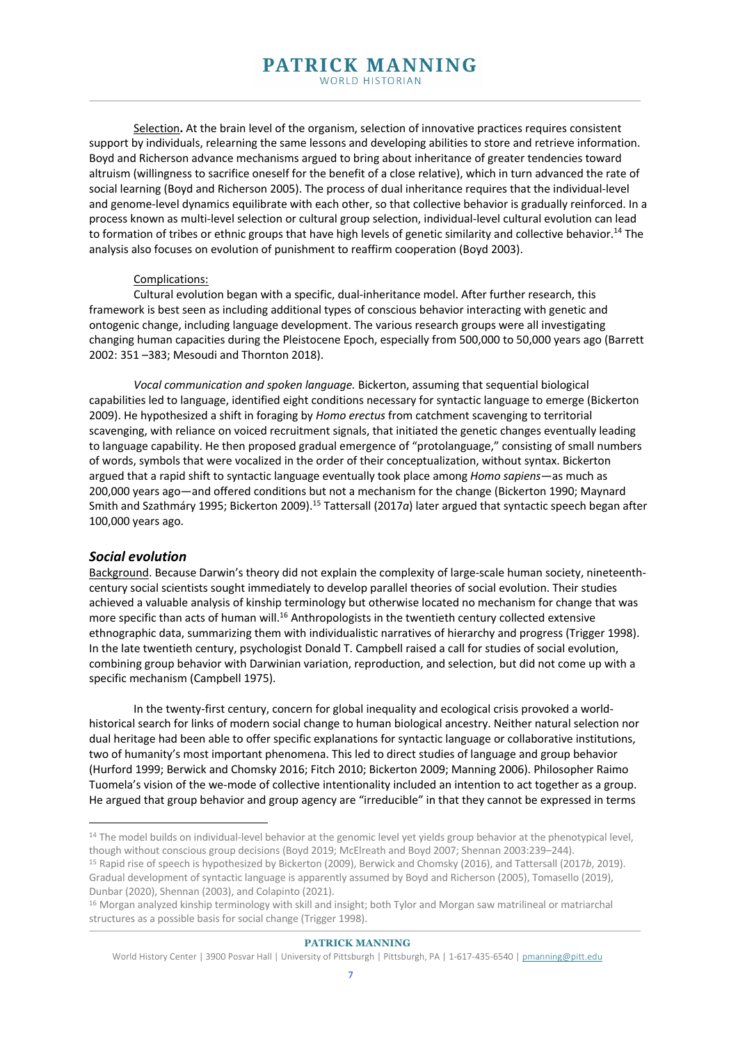Selection**.** At the brain level of the organism, selection of innovative practices requires consistent support by individuals, relearning the same lessons and developing abilities to store and retrieve information. Boyd and Richerson advance mechanisms argued to bring about inheritance of greater tendencies toward altruism (willingness to sacrifice oneself for the benefit of a close relative), which in turn advanced the rate of social learning (Boyd and Richerson 2005). The process of dual inheritance requires that the individual-level and genome-level dynamics equilibrate with each other, so that collective behavior is gradually reinforced. In a process known as multi-level selection or cultural group selection, individual-level cultural evolution can lead to formation of tribes or ethnic groups that have high levels of genetic similarity and collective behavior.[14] The analysis also focuses on evolution of punishment to reaffirm cooperation (Boyd 2003).

Complications:

Cultural evolution began with a specific, dual-inheritance model. After further research, this framework is best seen as including additional types of conscious behavior interacting with genetic and ontogenic change, including language development. The various research groups were all investigating changing human capacities during the Pleistocene Epoch, especially from 500,000 to 50,000 years ago (Barrett 2002: 351 –383; Mesoudi and Thornton 2018).

*Vocal communication and spoken language.* Bickerton, assuming that sequential biological capabilities led to language, identified eight conditions necessary for syntactic language to emerge (Bickerton 2009). He hypothesized a shift in foraging by *Homo erectus* from catchment scavenging to territorial scavenging, with reliance on voiced recruitment signals, that initiated the genetic changes eventually leading to language capability. He then proposed gradual emergence of "protolanguage," consisting of small numbers of words, symbols that were vocalized in the order of their conceptualization, without syntax. Bickerton argued that a rapid shift to syntactic language eventually took place among *Homo sapiens*—as much as 200,000 years ago—and offered conditions but not a mechanism for the change (Bickerton 1990; Maynard Smith and Szathmáry 1995; Bickerton 2009).[15] Tattersall (2017*a*) later argued that syntactic speech began after 100,000 years ago.

### *Social evolution*

Background. Because Darwin's theory did not explain the complexity of large-scale human society, nineteenth-century social scientists sought immediately to develop parallel theories of social evolution. Their studies achieved a valuable analysis of kinship terminology but otherwise located no mechanism for change that was more specific than acts of human will.[16] Anthropologists in the twentieth century collected extensive ethnographic data, summarizing them with individualistic narratives of hierarchy and progress (Trigger 1998). In the late twentieth century, psychologist Donald T. Campbell raised a call for studies of social evolution, combining group behavior with Darwinian variation, reproduction, and selection, but did not come up with a specific mechanism (Campbell 1975).

In the twenty-first century, concern for global inequality and ecological crisis provoked a world-historical search for links of modern social change to human biological ancestry. Neither natural selection nor dual heritage had been able to offer specific explanations for syntactic language or collaborative institutions, two of humanity's most important phenomena. This led to direct studies of language and group behavior (Hurford 1999; Berwick and Chomsky 2016; Fitch 2010; Bickerton 2009; Manning 2006). Philosopher Raimo Tuomela's vision of the we-mode of collective intentionality included an intention to act together as a group. He argued that group behavior and group agency are "irreducible" in that they cannot be expressed in terms

---

[14] The model builds on individual-level behavior at the genomic level yet yields group behavior at the phenotypical level, though without conscious group decisions (Boyd 2019; McElreath and Boyd 2007; Shennan 2003:239–244).

[15] Rapid rise of speech is hypothesized by Bickerton (2009), Berwick and Chomsky (2016), and Tattersall (2017*b*, 2019). Gradual development of syntactic language is apparently assumed by Boyd and Richerson (2005), Tomasello (2019), Dunbar (2020), Shennan (2003), and Colapinto (2021).

[16] Morgan analyzed kinship terminology with skill and insight; both Tylor and Morgan saw matrilineal or matriarchal structures as a possible basis for social change (Trigger 1998).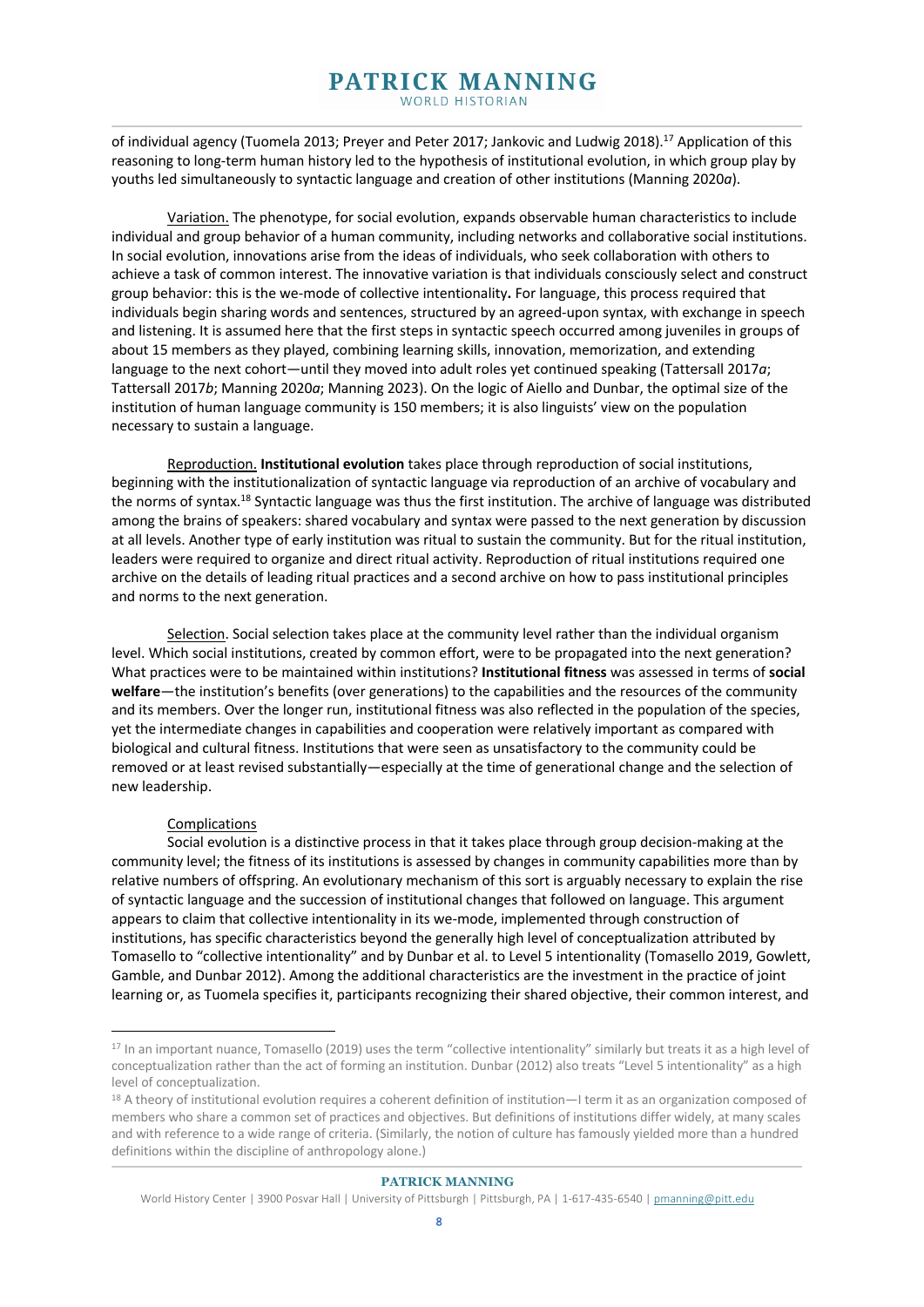of individual agency (Tuomela 2013; Preyer and Peter 2017; Jankovic and Ludwig 2018).[17] Application of this reasoning to long-term human history led to the hypothesis of institutional evolution, in which group play by youths led simultaneously to syntactic language and creation of other institutions (Manning 2020*a*).

Variation. The phenotype, for social evolution, expands observable human characteristics to include individual and group behavior of a human community, including networks and collaborative social institutions. In social evolution, innovations arise from the ideas of individuals, who seek collaboration with others to achieve a task of common interest. The innovative variation is that individuals consciously select and construct group behavior: this is the we-mode of collective intentionality**.** For language, this process required that individuals begin sharing words and sentences, structured by an agreed-upon syntax, with exchange in speech and listening. It is assumed here that the first steps in syntactic speech occurred among juveniles in groups of about 15 members as they played, combining learning skills, innovation, memorization, and extending language to the next cohort—until they moved into adult roles yet continued speaking (Tattersall 2017*a*; Tattersall 2017*b*; Manning 2020*a*; Manning 2023). On the logic of Aiello and Dunbar, the optimal size of the institution of human language community is 150 members; it is also linguists' view on the population necessary to sustain a language.

Reproduction. **Institutional evolution** takes place through reproduction of social institutions, beginning with the institutionalization of syntactic language via reproduction of an archive of vocabulary and the norms of syntax.[18] Syntactic language was thus the first institution. The archive of language was distributed among the brains of speakers: shared vocabulary and syntax were passed to the next generation by discussion at all levels. Another type of early institution was ritual to sustain the community. But for the ritual institution, leaders were required to organize and direct ritual activity. Reproduction of ritual institutions required one archive on the details of leading ritual practices and a second archive on how to pass institutional principles and norms to the next generation.

Selection. Social selection takes place at the community level rather than the individual organism level. Which social institutions, created by common effort, were to be propagated into the next generation? What practices were to be maintained within institutions? **Institutional fitness** was assessed in terms of **social welfare**—the institution's benefits (over generations) to the capabilities and the resources of the community and its members. Over the longer run, institutional fitness was also reflected in the population of the species, yet the intermediate changes in capabilities and cooperation were relatively important as compared with biological and cultural fitness. Institutions that were seen as unsatisfactory to the community could be removed or at least revised substantially—especially at the time of generational change and the selection of new leadership.

Complications

Social evolution is a distinctive process in that it takes place through group decision-making at the community level; the fitness of its institutions is assessed by changes in community capabilities more than by relative numbers of offspring. An evolutionary mechanism of this sort is arguably necessary to explain the rise of syntactic language and the succession of institutional changes that followed on language. This argument appears to claim that collective intentionality in its we-mode, implemented through construction of institutions, has specific characteristics beyond the generally high level of conceptualization attributed by Tomasello to "collective intentionality" and by Dunbar et al. to Level 5 intentionality (Tomasello 2019, Gowlett, Gamble, and Dunbar 2012). Among the additional characteristics are the investment in the practice of joint learning or, as Tuomela specifies it, participants recognizing their shared objective, their common interest, and

---

[17] In an important nuance, Tomasello (2019) uses the term "collective intentionality" similarly but treats it as a high level of conceptualization rather than the act of forming an institution. Dunbar (2012) also treats "Level 5 intentionality" as a high level of conceptualization.

[18] A theory of institutional evolution requires a coherent definition of institution—I term it as an organization composed of members who share a common set of practices and objectives. But definitions of institutions differ widely, at many scales and with reference to a wide range of criteria. (Similarly, the notion of culture has famously yielded more than a hundred definitions within the discipline of anthropology alone.)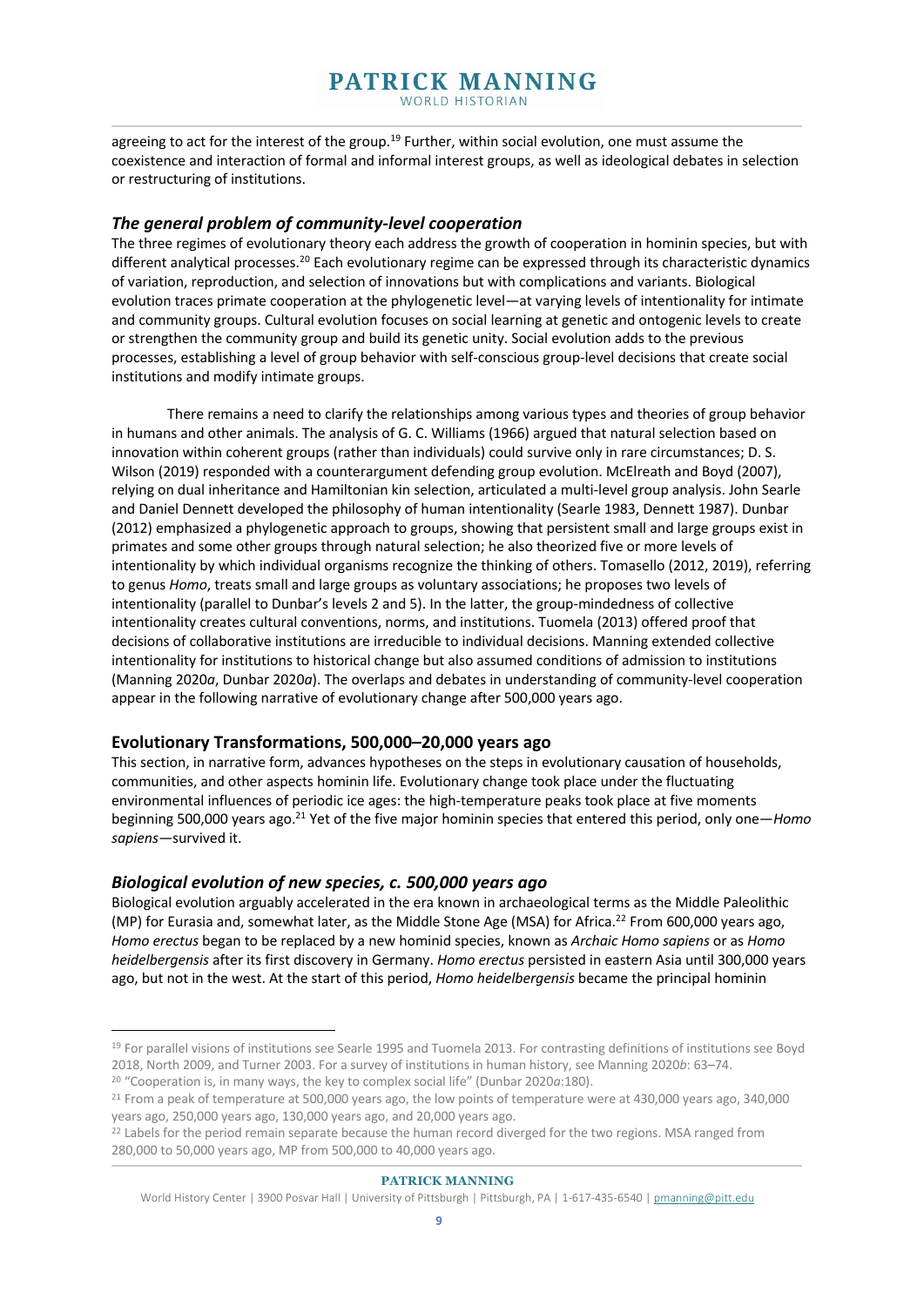agreeing to act for the interest of the group.[19] Further, within social evolution, one must assume the coexistence and interaction of formal and informal interest groups, as well as ideological debates in selection or restructuring of institutions.

### *The general problem of community-level cooperation*

The three regimes of evolutionary theory each address the growth of cooperation in hominin species, but with different analytical processes.[20] Each evolutionary regime can be expressed through its characteristic dynamics of variation, reproduction, and selection of innovations but with complications and variants. Biological evolution traces primate cooperation at the phylogenetic level—at varying levels of intentionality for intimate and community groups. Cultural evolution focuses on social learning at genetic and ontogenic levels to create or strengthen the community group and build its genetic unity. Social evolution adds to the previous processes, establishing a level of group behavior with self-conscious group-level decisions that create social institutions and modify intimate groups.

There remains a need to clarify the relationships among various types and theories of group behavior in humans and other animals. The analysis of G. C. Williams (1966) argued that natural selection based on innovation within coherent groups (rather than individuals) could survive only in rare circumstances; D. S. Wilson (2019) responded with a counterargument defending group evolution. McElreath and Boyd (2007), relying on dual inheritance and Hamiltonian kin selection, articulated a multi-level group analysis. John Searle and Daniel Dennett developed the philosophy of human intentionality (Searle 1983, Dennett 1987). Dunbar (2012) emphasized a phylogenetic approach to groups, showing that persistent small and large groups exist in primates and some other groups through natural selection; he also theorized five or more levels of intentionality by which individual organisms recognize the thinking of others. Tomasello (2012, 2019), referring to genus *Homo*, treats small and large groups as voluntary associations; he proposes two levels of intentionality (parallel to Dunbar's levels 2 and 5). In the latter, the group-mindedness of collective intentionality creates cultural conventions, norms, and institutions. Tuomela (2013) offered proof that decisions of collaborative institutions are irreducible to individual decisions. Manning extended collective intentionality for institutions to historical change but also assumed conditions of admission to institutions (Manning 2020*a*, Dunbar 2020*a*). The overlaps and debates in understanding of community-level cooperation appear in the following narrative of evolutionary change after 500,000 years ago.

## Evolutionary Transformations, 500,000–20,000 years ago

This section, in narrative form, advances hypotheses on the steps in evolutionary causation of households, communities, and other aspects hominin life. Evolutionary change took place under the fluctuating environmental influences of periodic ice ages: the high-temperature peaks took place at five moments beginning 500,000 years ago.[21] Yet of the five major hominin species that entered this period, only one—*Homo sapiens*—survived it.

### *Biological evolution of new species, c. 500,000 years ago*

Biological evolution arguably accelerated in the era known in archaeological terms as the Middle Paleolithic (MP) for Eurasia and, somewhat later, as the Middle Stone Age (MSA) for Africa.[22] From 600,000 years ago, *Homo erectus* began to be replaced by a new hominid species, known as *Archaic Homo sapiens* or as *Homo heidelbergensis* after its first discovery in Germany. *Homo erectus* persisted in eastern Asia until 300,000 years ago, but not in the west. At the start of this period, *Homo heidelbergensis* became the principal hominin

---

[19] For parallel visions of institutions see Searle 1995 and Tuomela 2013. For contrasting definitions of institutions see Boyd 2018, North 2009, and Turner 2003. For a survey of institutions in human history, see Manning 2020*b*: 63–74.

[20] "Cooperation is, in many ways, the key to complex social life" (Dunbar 2020*a*:180).

[21] From a peak of temperature at 500,000 years ago, the low points of temperature were at 430,000 years ago, 340,000 years ago, 250,000 years ago, 130,000 years ago, and 20,000 years ago.

[22] Labels for the period remain separate because the human record diverged for the two regions. MSA ranged from 280,000 to 50,000 years ago, MP from 500,000 to 40,000 years ago.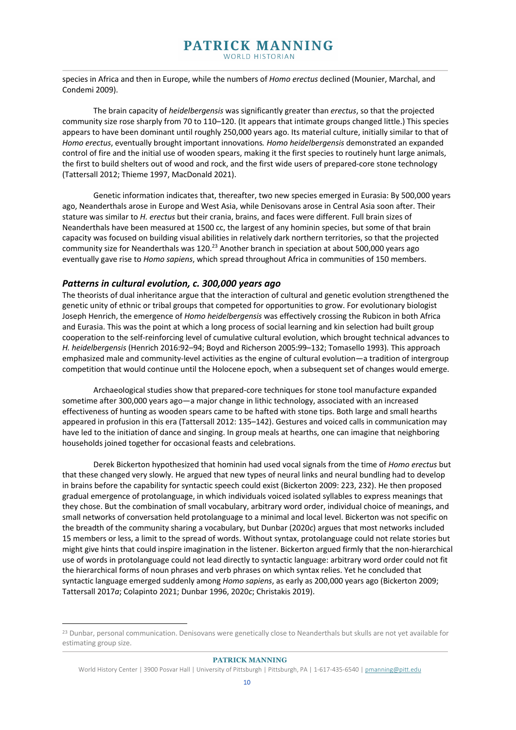species in Africa and then in Europe, while the numbers of *Homo erectus* declined (Mounier, Marchal, and Condemi 2009).

The brain capacity of *heidelbergensis* was significantly greater than *erectus*, so that the projected community size rose sharply from 70 to 110–120. (It appears that intimate groups changed little.) This species appears to have been dominant until roughly 250,000 years ago. Its material culture, initially similar to that of *Homo erectus*, eventually brought important innovations. *Homo heidelbergensis* demonstrated an expanded control of fire and the initial use of wooden spears, making it the first species to routinely hunt large animals, the first to build shelters out of wood and rock, and the first wide users of prepared-core stone technology (Tattersall 2012; Thieme 1997, MacDonald 2021).

Genetic information indicates that, thereafter, two new species emerged in Eurasia: By 500,000 years ago, Neanderthals arose in Europe and West Asia, while Denisovans arose in Central Asia soon after. Their stature was similar to *H. erectus* but their crania, brains, and faces were different. Full brain sizes of Neanderthals have been measured at 1500 cc, the largest of any hominin species, but some of that brain capacity was focused on building visual abilities in relatively dark northern territories, so that the projected community size for Neanderthals was 120.[23] Another branch in speciation at about 500,000 years ago eventually gave rise to *Homo sapiens*, which spread throughout Africa in communities of 150 members.

### *Patterns in cultural evolution, c. 300,000 years ago*

The theorists of dual inheritance argue that the interaction of cultural and genetic evolution strengthened the genetic unity of ethnic or tribal groups that competed for opportunities to grow. For evolutionary biologist Joseph Henrich, the emergence of *Homo heidelbergensis* was effectively crossing the Rubicon in both Africa and Eurasia. This was the point at which a long process of social learning and kin selection had built group cooperation to the self-reinforcing level of cumulative cultural evolution, which brought technical advances to *H. heidelbergensis* (Henrich 2016:92–94; Boyd and Richerson 2005:99–132; Tomasello 1993). This approach emphasized male and community-level activities as the engine of cultural evolution—a tradition of intergroup competition that would continue until the Holocene epoch, when a subsequent set of changes would emerge.

Archaeological studies show that prepared-core techniques for stone tool manufacture expanded sometime after 300,000 years ago—a major change in lithic technology, associated with an increased effectiveness of hunting as wooden spears came to be hafted with stone tips. Both large and small hearths appeared in profusion in this era (Tattersall 2012: 135–142). Gestures and voiced calls in communication may have led to the initiation of dance and singing. In group meals at hearths, one can imagine that neighboring households joined together for occasional feasts and celebrations.

Derek Bickerton hypothesized that hominin had used vocal signals from the time of *Homo erectus* but that these changed very slowly. He argued that new types of neural links and neural bundling had to develop in brains before the capability for syntactic speech could exist (Bickerton 2009: 223, 232). He then proposed gradual emergence of protolanguage, in which individuals voiced isolated syllables to express meanings that they chose. But the combination of small vocabulary, arbitrary word order, individual choice of meanings, and small networks of conversation held protolanguage to a minimal and local level. Bickerton was not specific on the breadth of the community sharing a vocabulary, but Dunbar (2020*c*) argues that most networks included 15 members or less, a limit to the spread of words. Without syntax, protolanguage could not relate stories but might give hints that could inspire imagination in the listener. Bickerton argued firmly that the non-hierarchical use of words in protolanguage could not lead directly to syntactic language: arbitrary word order could not fit the hierarchical forms of noun phrases and verb phrases on which syntax relies. Yet he concluded that syntactic language emerged suddenly among *Homo sapiens*, as early as 200,000 years ago (Bickerton 2009; Tattersall 2017*a*; Colapinto 2021; Dunbar 1996, 2020*c*; Christakis 2019).

[23] Dunbar, personal communication. Denisovans were genetically close to Neanderthals but skulls are not yet available for estimating group size.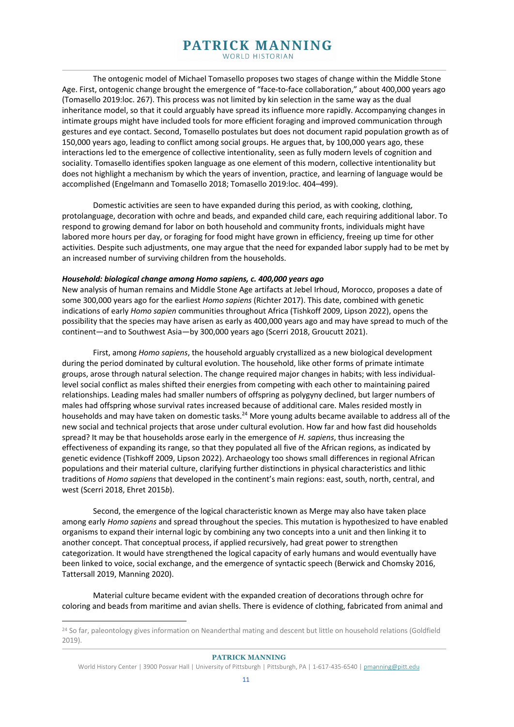The ontogenic model of Michael Tomasello proposes two stages of change within the Middle Stone Age. First, ontogenic change brought the emergence of "face-to-face collaboration," about 400,000 years ago (Tomasello 2019:loc. 267). This process was not limited by kin selection in the same way as the dual inheritance model, so that it could arguably have spread its influence more rapidly. Accompanying changes in intimate groups might have included tools for more efficient foraging and improved communication through gestures and eye contact. Second, Tomasello postulates but does not document rapid population growth as of 150,000 years ago, leading to conflict among social groups. He argues that, by 100,000 years ago, these interactions led to the emergence of collective intentionality, seen as fully modern levels of cognition and sociality. Tomasello identifies spoken language as one element of this modern, collective intentionality but does not highlight a mechanism by which the years of invention, practice, and learning of language would be accomplished (Engelmann and Tomasello 2018; Tomasello 2019:loc. 404–499).

Domestic activities are seen to have expanded during this period, as with cooking, clothing, protolanguage, decoration with ochre and beads, and expanded child care, each requiring additional labor. To respond to growing demand for labor on both household and community fronts, individuals might have labored more hours per day, or foraging for food might have grown in efficiency, freeing up time for other activities. Despite such adjustments, one may argue that the need for expanded labor supply had to be met by an increased number of surviving children from the households.

***Household: biological change among Homo sapiens, c. 400,000 years ago***

New analysis of human remains and Middle Stone Age artifacts at Jebel Irhoud, Morocco, proposes a date of some 300,000 years ago for the earliest *Homo sapiens* (Richter 2017). This date, combined with genetic indications of early *Homo sapien* communities throughout Africa (Tishkoff 2009, Lipson 2022), opens the possibility that the species may have arisen as early as 400,000 years ago and may have spread to much of the continent—and to Southwest Asia—by 300,000 years ago (Scerri 2018, Groucutt 2021).

First, among *Homo sapiens*, the household arguably crystallized as a new biological development during the period dominated by cultural evolution. The household, like other forms of primate intimate groups, arose through natural selection. The change required major changes in habits; with less individual-level social conflict as males shifted their energies from competing with each other to maintaining paired relationships. Leading males had smaller numbers of offspring as polygyny declined, but larger numbers of males had offspring whose survival rates increased because of additional care. Males resided mostly in households and may have taken on domestic tasks.[24] More young adults became available to address all of the new social and technical projects that arose under cultural evolution. How far and how fast did households spread? It may be that households arose early in the emergence of *H. sapiens*, thus increasing the effectiveness of expanding its range, so that they populated all five of the African regions, as indicated by genetic evidence (Tishkoff 2009, Lipson 2022). Archaeology too shows small differences in regional African populations and their material culture, clarifying further distinctions in physical characteristics and lithic traditions of *Homo sapiens* that developed in the continent's main regions: east, south, north, central, and west (Scerri 2018, Ehret 2015*b*).

Second, the emergence of the logical characteristic known as Merge may also have taken place among early *Homo sapiens* and spread throughout the species. This mutation is hypothesized to have enabled organisms to expand their internal logic by combining any two concepts into a unit and then linking it to another concept. That conceptual process, if applied recursively, had great power to strengthen categorization. It would have strengthened the logical capacity of early humans and would eventually have been linked to voice, social exchange, and the emergence of syntactic speech (Berwick and Chomsky 2016, Tattersall 2019, Manning 2020).

Material culture became evident with the expanded creation of decorations through ochre for coloring and beads from maritime and avian shells. There is evidence of clothing, fabricated from animal and

[24] So far, paleontology gives information on Neanderthal mating and descent but little on household relations (Goldfield 2019).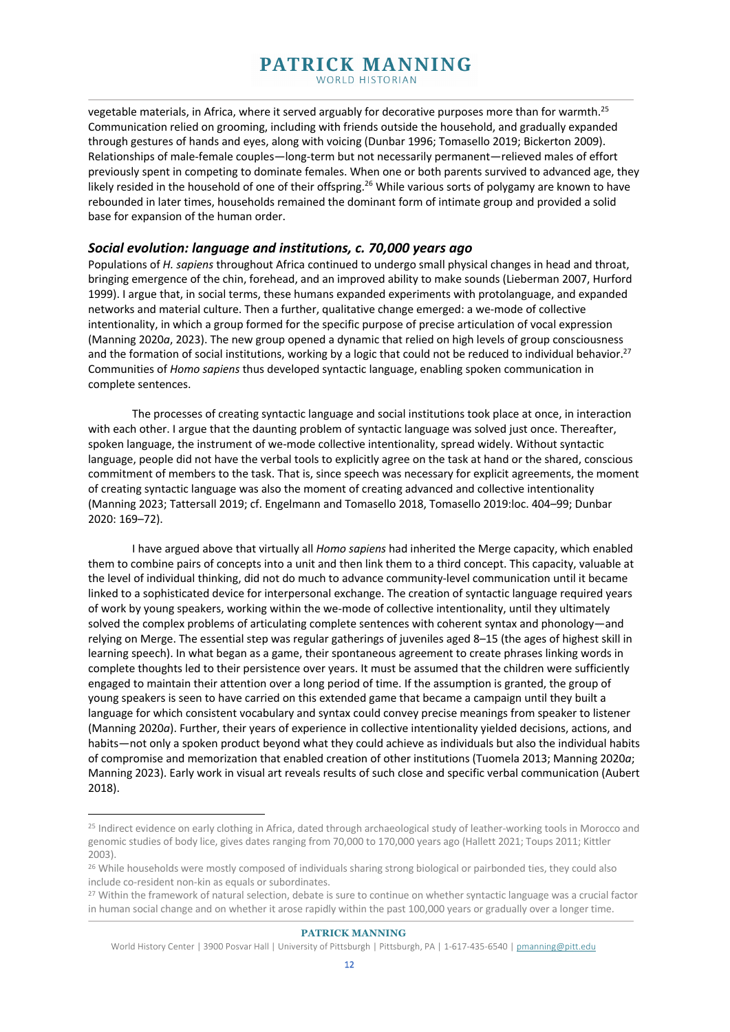vegetable materials, in Africa, where it served arguably for decorative purposes more than for warmth.[25] Communication relied on grooming, including with friends outside the household, and gradually expanded through gestures of hands and eyes, along with voicing (Dunbar 1996; Tomasello 2019; Bickerton 2009). Relationships of male-female couples—long-term but not necessarily permanent—relieved males of effort previously spent in competing to dominate females. When one or both parents survived to advanced age, they likely resided in the household of one of their offspring.[26] While various sorts of polygamy are known to have rebounded in later times, households remained the dominant form of intimate group and provided a solid base for expansion of the human order.

### *Social evolution: language and institutions, c. 70,000 years ago*

Populations of *H. sapiens* throughout Africa continued to undergo small physical changes in head and throat, bringing emergence of the chin, forehead, and an improved ability to make sounds (Lieberman 2007, Hurford 1999). I argue that, in social terms, these humans expanded experiments with protolanguage, and expanded networks and material culture. Then a further, qualitative change emerged: a we-mode of collective intentionality, in which a group formed for the specific purpose of precise articulation of vocal expression (Manning 2020*a*, 2023). The new group opened a dynamic that relied on high levels of group consciousness and the formation of social institutions, working by a logic that could not be reduced to individual behavior.[27] Communities of *Homo sapiens* thus developed syntactic language, enabling spoken communication in complete sentences.

The processes of creating syntactic language and social institutions took place at once, in interaction with each other. I argue that the daunting problem of syntactic language was solved just once. Thereafter, spoken language, the instrument of we-mode collective intentionality, spread widely. Without syntactic language, people did not have the verbal tools to explicitly agree on the task at hand or the shared, conscious commitment of members to the task. That is, since speech was necessary for explicit agreements, the moment of creating syntactic language was also the moment of creating advanced and collective intentionality (Manning 2023; Tattersall 2019; cf. Engelmann and Tomasello 2018, Tomasello 2019:loc. 404–99; Dunbar 2020: 169–72).

I have argued above that virtually all *Homo sapiens* had inherited the Merge capacity, which enabled them to combine pairs of concepts into a unit and then link them to a third concept. This capacity, valuable at the level of individual thinking, did not do much to advance community-level communication until it became linked to a sophisticated device for interpersonal exchange. The creation of syntactic language required years of work by young speakers, working within the we-mode of collective intentionality, until they ultimately solved the complex problems of articulating complete sentences with coherent syntax and phonology—and relying on Merge. The essential step was regular gatherings of juveniles aged 8–15 (the ages of highest skill in learning speech). In what began as a game, their spontaneous agreement to create phrases linking words in complete thoughts led to their persistence over years. It must be assumed that the children were sufficiently engaged to maintain their attention over a long period of time. If the assumption is granted, the group of young speakers is seen to have carried on this extended game that became a campaign until they built a language for which consistent vocabulary and syntax could convey precise meanings from speaker to listener (Manning 2020*a*). Further, their years of experience in collective intentionality yielded decisions, actions, and habits—not only a spoken product beyond what they could achieve as individuals but also the individual habits of compromise and memorization that enabled creation of other institutions (Tuomela 2013; Manning 2020*a*; Manning 2023). Early work in visual art reveals results of such close and specific verbal communication (Aubert 2018).

---

[25] Indirect evidence on early clothing in Africa, dated through archaeological study of leather-working tools in Morocco and genomic studies of body lice, gives dates ranging from 70,000 to 170,000 years ago (Hallett 2021; Toups 2011; Kittler 2003).

[26] While households were mostly composed of individuals sharing strong biological or pairbonded ties, they could also include co-resident non-kin as equals or subordinates.

[27] Within the framework of natural selection, debate is sure to continue on whether syntactic language was a crucial factor in human social change and on whether it arose rapidly within the past 100,000 years or gradually over a longer time.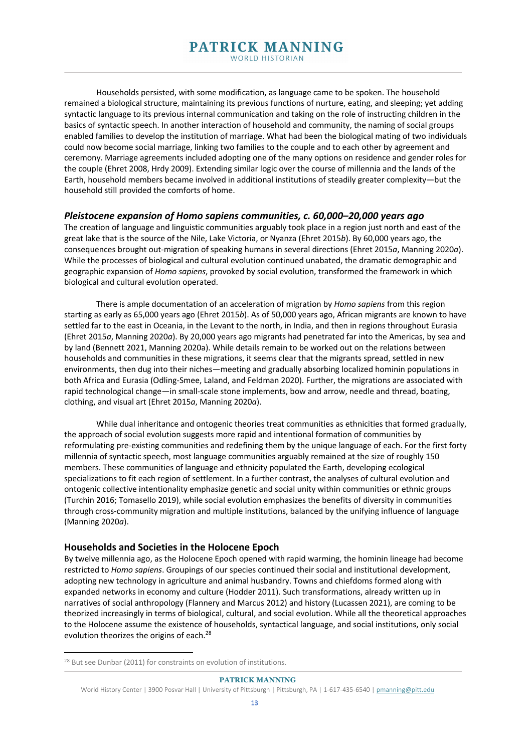Households persisted, with some modification, as language came to be spoken. The household remained a biological structure, maintaining its previous functions of nurture, eating, and sleeping; yet adding syntactic language to its previous internal communication and taking on the role of instructing children in the basics of syntactic speech. In another interaction of household and community, the naming of social groups enabled families to develop the institution of marriage. What had been the biological mating of two individuals could now become social marriage, linking two families to the couple and to each other by agreement and ceremony. Marriage agreements included adopting one of the many options on residence and gender roles for the couple (Ehret 2008, Hrdy 2009). Extending similar logic over the course of millennia and the lands of the Earth, household members became involved in additional institutions of steadily greater complexity—but the household still provided the comforts of home.

### *Pleistocene expansion of Homo sapiens communities, c. 60,000–20,000 years ago*

The creation of language and linguistic communities arguably took place in a region just north and east of the great lake that is the source of the Nile, Lake Victoria, or Nyanza (Ehret 2015*b*). By 60,000 years ago, the consequences brought out-migration of speaking humans in several directions (Ehret 2015*a*, Manning 2020*a*). While the processes of biological and cultural evolution continued unabated, the dramatic demographic and geographic expansion of *Homo sapiens*, provoked by social evolution, transformed the framework in which biological and cultural evolution operated.

There is ample documentation of an acceleration of migration by *Homo sapiens* from this region starting as early as 65,000 years ago (Ehret 2015*b*). As of 50,000 years ago, African migrants are known to have settled far to the east in Oceania, in the Levant to the north, in India, and then in regions throughout Eurasia (Ehret 2015*a*, Manning 2020*a*). By 20,000 years ago migrants had penetrated far into the Americas, by sea and by land (Bennett 2021, Manning 2020a). While details remain to be worked out on the relations between households and communities in these migrations, it seems clear that the migrants spread, settled in new environments, then dug into their niches—meeting and gradually absorbing localized hominin populations in both Africa and Eurasia (Odling-Smee, Laland, and Feldman 2020). Further, the migrations are associated with rapid technological change—in small-scale stone implements, bow and arrow, needle and thread, boating, clothing, and visual art (Ehret 2015*a*, Manning 2020*a*).

While dual inheritance and ontogenic theories treat communities as ethnicities that formed gradually, the approach of social evolution suggests more rapid and intentional formation of communities by reformulating pre-existing communities and redefining them by the unique language of each. For the first forty millennia of syntactic speech, most language communities arguably remained at the size of roughly 150 members. These communities of language and ethnicity populated the Earth, developing ecological specializations to fit each region of settlement. In a further contrast, the analyses of cultural evolution and ontogenic collective intentionality emphasize genetic and social unity within communities or ethnic groups (Turchin 2016; Tomasello 2019), while social evolution emphasizes the benefits of diversity in communities through cross-community migration and multiple institutions, balanced by the unifying influence of language (Manning 2020*a*).

## Households and Societies in the Holocene Epoch

By twelve millennia ago, as the Holocene Epoch opened with rapid warming, the hominin lineage had become restricted to *Homo sapiens*. Groupings of our species continued their social and institutional development, adopting new technology in agriculture and animal husbandry. Towns and chiefdoms formed along with expanded networks in economy and culture (Hodder 2011). Such transformations, already written up in narratives of social anthropology (Flannery and Marcus 2012) and history (Lucassen 2021), are coming to be theorized increasingly in terms of biological, cultural, and social evolution. While all the theoretical approaches to the Holocene assume the existence of households, syntactical language, and social institutions, only social evolution theorizes the origins of each.[28]

[28] But see Dunbar (2011) for constraints on evolution of institutions.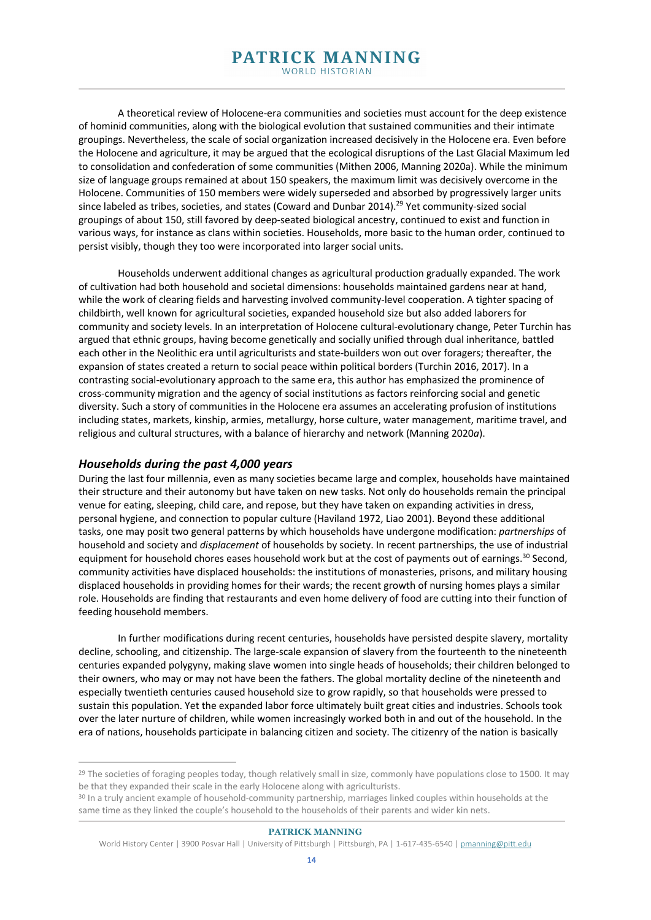A theoretical review of Holocene-era communities and societies must account for the deep existence of hominid communities, along with the biological evolution that sustained communities and their intimate groupings. Nevertheless, the scale of social organization increased decisively in the Holocene era. Even before the Holocene and agriculture, it may be argued that the ecological disruptions of the Last Glacial Maximum led to consolidation and confederation of some communities (Mithen 2006, Manning 2020a). While the minimum size of language groups remained at about 150 speakers, the maximum limit was decisively overcome in the Holocene. Communities of 150 members were widely superseded and absorbed by progressively larger units since labeled as tribes, societies, and states (Coward and Dunbar 2014).[29] Yet community-sized social groupings of about 150, still favored by deep-seated biological ancestry, continued to exist and function in various ways, for instance as clans within societies. Households, more basic to the human order, continued to persist visibly, though they too were incorporated into larger social units.

Households underwent additional changes as agricultural production gradually expanded. The work of cultivation had both household and societal dimensions: households maintained gardens near at hand, while the work of clearing fields and harvesting involved community-level cooperation. A tighter spacing of childbirth, well known for agricultural societies, expanded household size but also added laborers for community and society levels. In an interpretation of Holocene cultural-evolutionary change, Peter Turchin has argued that ethnic groups, having become genetically and socially unified through dual inheritance, battled each other in the Neolithic era until agriculturists and state-builders won out over foragers; thereafter, the expansion of states created a return to social peace within political borders (Turchin 2016, 2017). In a contrasting social-evolutionary approach to the same era, this author has emphasized the prominence of cross-community migration and the agency of social institutions as factors reinforcing social and genetic diversity. Such a story of communities in the Holocene era assumes an accelerating profusion of institutions including states, markets, kinship, armies, metallurgy, horse culture, water management, maritime travel, and religious and cultural structures, with a balance of hierarchy and network (Manning 2020*a*).

### *Households during the past 4,000 years*

During the last four millennia, even as many societies became large and complex, households have maintained their structure and their autonomy but have taken on new tasks. Not only do households remain the principal venue for eating, sleeping, child care, and repose, but they have taken on expanding activities in dress, personal hygiene, and connection to popular culture (Haviland 1972, Liao 2001). Beyond these additional tasks, one may posit two general patterns by which households have undergone modification: *partnerships* of household and society and *displacement* of households by society. In recent partnerships, the use of industrial equipment for household chores eases household work but at the cost of payments out of earnings.[30] Second, community activities have displaced households: the institutions of monasteries, prisons, and military housing displaced households in providing homes for their wards; the recent growth of nursing homes plays a similar role. Households are finding that restaurants and even home delivery of food are cutting into their function of feeding household members.

In further modifications during recent centuries, households have persisted despite slavery, mortality decline, schooling, and citizenship. The large-scale expansion of slavery from the fourteenth to the nineteenth centuries expanded polygyny, making slave women into single heads of households; their children belonged to their owners, who may or may not have been the fathers. The global mortality decline of the nineteenth and especially twentieth centuries caused household size to grow rapidly, so that households were pressed to sustain this population. Yet the expanded labor force ultimately built great cities and industries. Schools took over the later nurture of children, while women increasingly worked both in and out of the household. In the era of nations, households participate in balancing citizen and society. The citizenry of the nation is basically

---

[29] The societies of foraging peoples today, though relatively small in size, commonly have populations close to 1500. It may be that they expanded their scale in the early Holocene along with agriculturists.

[30] In a truly ancient example of household-community partnership, marriages linked couples within households at the same time as they linked the couple's household to the households of their parents and wider kin nets.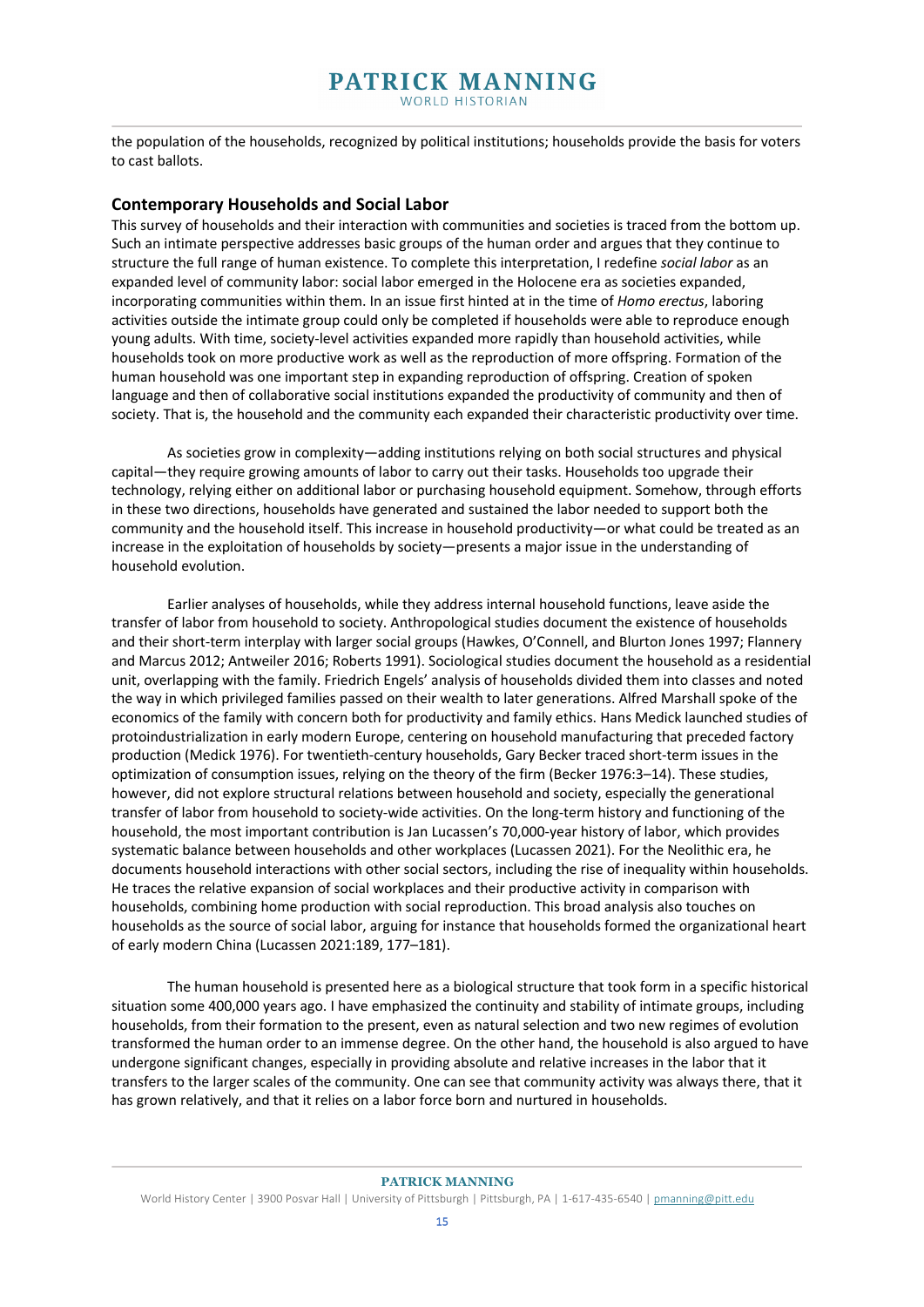the population of the households, recognized by political institutions; households provide the basis for voters to cast ballots.

### Contemporary Households and Social Labor

This survey of households and their interaction with communities and societies is traced from the bottom up. Such an intimate perspective addresses basic groups of the human order and argues that they continue to structure the full range of human existence. To complete this interpretation, I redefine *social labor* as an expanded level of community labor: social labor emerged in the Holocene era as societies expanded, incorporating communities within them. In an issue first hinted at in the time of *Homo erectus*, laboring activities outside the intimate group could only be completed if households were able to reproduce enough young adults. With time, society-level activities expanded more rapidly than household activities, while households took on more productive work as well as the reproduction of more offspring. Formation of the human household was one important step in expanding reproduction of offspring. Creation of spoken language and then of collaborative social institutions expanded the productivity of community and then of society. That is, the household and the community each expanded their characteristic productivity over time.

As societies grow in complexity—adding institutions relying on both social structures and physical capital—they require growing amounts of labor to carry out their tasks. Households too upgrade their technology, relying either on additional labor or purchasing household equipment. Somehow, through efforts in these two directions, households have generated and sustained the labor needed to support both the community and the household itself. This increase in household productivity—or what could be treated as an increase in the exploitation of households by society—presents a major issue in the understanding of household evolution.

Earlier analyses of households, while they address internal household functions, leave aside the transfer of labor from household to society. Anthropological studies document the existence of households and their short-term interplay with larger social groups (Hawkes, O'Connell, and Blurton Jones 1997; Flannery and Marcus 2012; Antweiler 2016; Roberts 1991). Sociological studies document the household as a residential unit, overlapping with the family. Friedrich Engels' analysis of households divided them into classes and noted the way in which privileged families passed on their wealth to later generations. Alfred Marshall spoke of the economics of the family with concern both for productivity and family ethics. Hans Medick launched studies of protoindustrialization in early modern Europe, centering on household manufacturing that preceded factory production (Medick 1976). For twentieth-century households, Gary Becker traced short-term issues in the optimization of consumption issues, relying on the theory of the firm (Becker 1976:3–14). These studies, however, did not explore structural relations between household and society, especially the generational transfer of labor from household to society-wide activities. On the long-term history and functioning of the household, the most important contribution is Jan Lucassen's 70,000-year history of labor, which provides systematic balance between households and other workplaces (Lucassen 2021). For the Neolithic era, he documents household interactions with other social sectors, including the rise of inequality within households. He traces the relative expansion of social workplaces and their productive activity in comparison with households, combining home production with social reproduction. This broad analysis also touches on households as the source of social labor, arguing for instance that households formed the organizational heart of early modern China (Lucassen 2021:189, 177–181).

The human household is presented here as a biological structure that took form in a specific historical situation some 400,000 years ago. I have emphasized the continuity and stability of intimate groups, including households, from their formation to the present, even as natural selection and two new regimes of evolution transformed the human order to an immense degree. On the other hand, the household is also argued to have undergone significant changes, especially in providing absolute and relative increases in the labor that it transfers to the larger scales of the community. One can see that community activity was always there, that it has grown relatively, and that it relies on a labor force born and nurtured in households.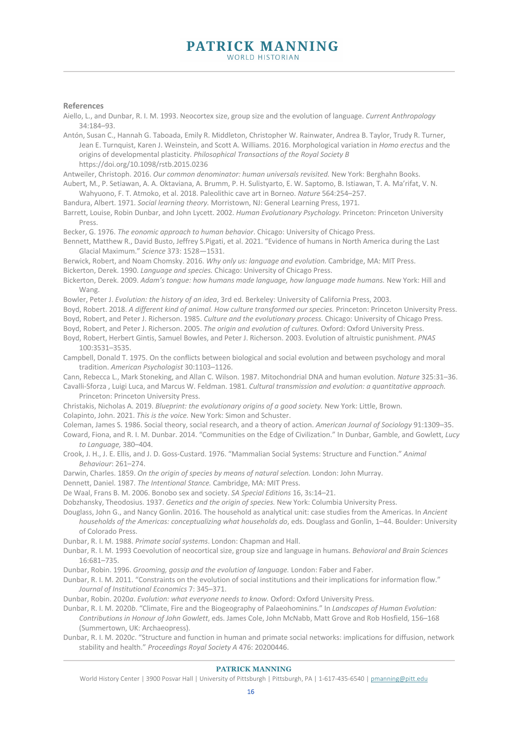**References**

Aiello, L., and Dunbar, R. I. M. 1993. Neocortex size, group size and the evolution of language. *Current Anthropology* 34:184–93.

Antón, Susan C., Hannah G. Taboada, Emily R. Middleton, Christopher W. Rainwater, Andrea B. Taylor, Trudy R. Turner, Jean E. Turnquist, Karen J. Weinstein, and Scott A. Williams. 2016. Morphological variation in *Homo erectus* and the origins of developmental plasticity. *Philosophical Transactions of the Royal Society B* https://doi.org/10.1098/rstb.2015.0236

Antweiler, Christoph. 2016. *Our common denominator: human universals revisited.* New York: Berghahn Books.

Aubert, M., P. Setiawan, A. A. Oktaviana, A. Brumm, P. H. Sulistyarto, E. W. Saptomo, B. Istiawan, T. A. Ma'rifat, V. N. Wahyuono, F. T. Atmoko, et al. 2018. Paleolithic cave art in Borneo. *Nature* 564:254–257.

Bandura, Albert. 1971. *Social learning theory.* Morristown, NJ: General Learning Press, 1971.

Barrett, Louise, Robin Dunbar, and John Lycett. 2002. *Human Evolutionary Psychology.* Princeton: Princeton University Press.

Becker, G. 1976. *The eonomic approach to human behavior*. Chicago: University of Chicago Press.

Bennett, Matthew R., David Busto, Jeffrey S.Pigati, et al. 2021. "Evidence of humans in North America during the Last Glacial Maximum." *Science* 373: 1528—1531.

Berwick, Robert, and Noam Chomsky. 2016. *Why only us: language and evolution.* Cambridge, MA: MIT Press.

Bickerton, Derek. 1990. *Language and species.* Chicago: University of Chicago Press.

Bickerton, Derek. 2009. *Adam's tongue: how humans made language, how language made humans.* New York: Hill and Wang.

Bowler, Peter J. *Evolution: the history of an idea*, 3rd ed. Berkeley: University of California Press, 2003.

Boyd, Robert. 2018. *A different kind of animal. How culture transformed our species.* Princeton: Princeton University Press.

Boyd, Robert, and Peter J. Richerson. 1985. *Culture and the evolutionary process.* Chicago: University of Chicago Press.

Boyd, Robert, and Peter J. Richerson. 2005. *The origin and evolution of cultures.* Oxford: Oxford University Press.

Boyd, Robert, Herbert Gintis, Samuel Bowles, and Peter J. Richerson. 2003. Evolution of altruistic punishment. *PNAS* 100:3531–3535.

Campbell, Donald T. 1975. On the conflicts between biological and social evolution and between psychology and moral tradition. *American Psychologist* 30:1103–1126.

Cann, Rebecca L., Mark Stoneking, and Allan C. Wilson. 1987. Mitochondrial DNA and human evolution. *Nature* 325:31–36.

Cavalli-Sforza , Luigi Luca, and Marcus W. Feldman. 1981. *Cultural transmission and evolution: a quantitative approach.* Princeton: Princeton University Press.

Christakis, Nicholas A. 2019. *Blueprint: the evolutionary origins of a good society.* New York: Little, Brown.

Colapinto, John. 2021. *This is the voice.* New York: Simon and Schuster.

Coleman, James S. 1986. Social theory, social research, and a theory of action. *American Journal of Sociology* 91:1309–35.

Coward, Fiona, and R. I. M. Dunbar. 2014. "Communities on the Edge of Civilization." In Dunbar, Gamble, and Gowlett, *Lucy to Language,* 380–404.

Crook, J. H., J. E. Ellis, and J. D. Goss-Custard. 1976. "Mammalian Social Systems: Structure and Function." *Animal Behaviour*: 261–274.

Darwin, Charles. 1859. *On the origin of species by means of natural selection.* London: John Murray.

Dennett, Daniel. 1987. *The Intentional Stance.* Cambridge, MA: MIT Press.

De Waal, Frans B. M. 2006. Bonobo sex and society. *SA Special Editions* 16, 3s:14–21.

Dobzhansky, Theodosius. 1937. *Genetics and the origin of species.* New York: Columbia University Press.

Douglass, John G., and Nancy Gonlin. 2016. The household as analytical unit: case studies from the Americas. In *Ancient households of the Americas: conceptualizing what households do*, eds. Douglass and Gonlin, 1–44. Boulder: University of Colorado Press.

Dunbar, R. I. M. 1988. *Primate social systems*. London: Chapman and Hall.

Dunbar, R. I. M. 1993 Coevolution of neocortical size, group size and language in humans. *Behavioral and Brain Sciences* 16:681–735.

Dunbar, Robin. 1996. *Grooming, gossip and the evolution of language.* London: Faber and Faber.

Dunbar, R. I. M. 2011. "Constraints on the evolution of social institutions and their implications for information flow." *Journal of Institutional Economics* 7: 345–371.

Dunbar, Robin. 2020*a*. *Evolution: what everyone needs to know.* Oxford: Oxford University Press.

Dunbar, R. I. M. 2020*b*. "Climate, Fire and the Biogeography of Palaeohominins." In *Landscapes of Human Evolution: Contributions in Honour of John Gowlett*, eds. James Cole, John McNabb, Matt Grove and Rob Hosfield, 156–168 (Summertown, UK: Archaeopress).

Dunbar, R. I. M. 2020*c*. "Structure and function in human and primate social networks: implications for diffusion, network stability and health." *Proceedings Royal Society A* 476: 20200446.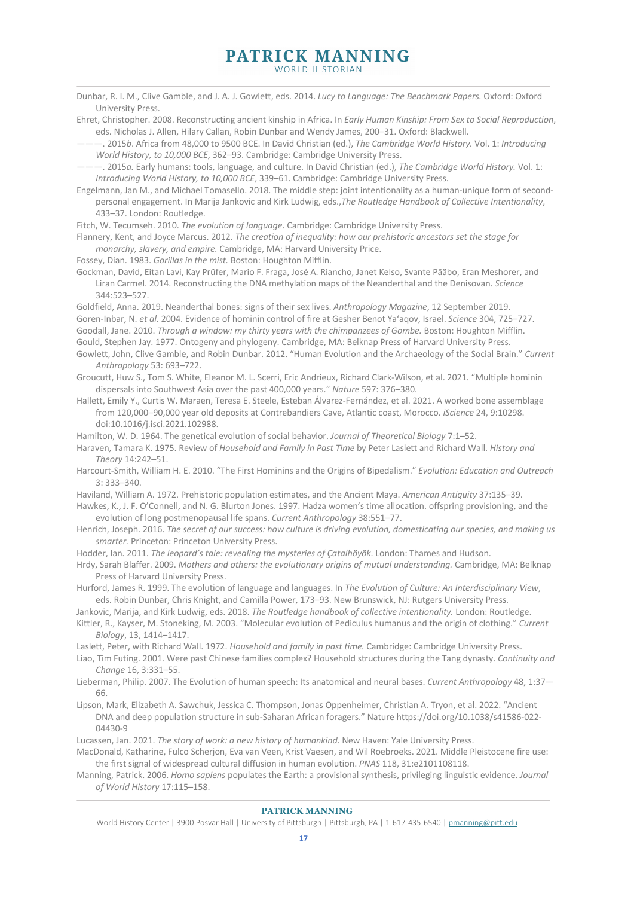Dunbar, R. I. M., Clive Gamble, and J. A. J. Gowlett, eds. 2014. *Lucy to Language: The Benchmark Papers.* Oxford: Oxford University Press.

Ehret, Christopher. 2008. Reconstructing ancient kinship in Africa. In *Early Human Kinship: From Sex to Social Reproduction*, eds. Nicholas J. Allen, Hilary Callan, Robin Dunbar and Wendy James, 200–31. Oxford: Blackwell.

———. 2015*b*. Africa from 48,000 to 9500 BCE. In David Christian (ed.), *The Cambridge World History.* Vol. 1: *Introducing World History, to 10,000 BCE*, 362–93. Cambridge: Cambridge University Press.

———. 2015*a*. Early humans: tools, language, and culture. In David Christian (ed.), *The Cambridge World History.* Vol. 1: *Introducing World History, to 10,000 BCE*, 339–61. Cambridge: Cambridge University Press.

Engelmann, Jan M., and Michael Tomasello. 2018. The middle step: joint intentionality as a human-unique form of second-personal engagement. In Marija Jankovic and Kirk Ludwig, eds.,*The Routledge Handbook of Collective Intentionality*, 433–37. London: Routledge.

Fitch, W. Tecumseh. 2010. *The evolution of language*. Cambridge: Cambridge University Press.

Flannery, Kent, and Joyce Marcus. 2012. *The creation of inequality: how our prehistoric ancestors set the stage for monarchy, slavery, and empire.* Cambridge, MA: Harvard University Price.

Fossey, Dian. 1983. *Gorillas in the mist.* Boston: Houghton Mifflin.

Gockman, David, Eitan Lavi, Kay Prüfer, Mario F. Fraga, José A. Riancho, Janet Kelso, Svante Pääbo, Eran Meshorer, and Liran Carmel. 2014. Reconstructing the DNA methylation maps of the Neanderthal and the Denisovan. *Science* 344:523–527.

Goldfield, Anna. 2019. Neanderthal bones: signs of their sex lives. *Anthropology Magazine*, 12 September 2019.

Goren-Inbar, N. *et al.* 2004. Evidence of hominin control of fire at Gesher Benot Ya'aqov, Israel. *Science* 304, 725–727.

Goodall, Jane. 2010. *Through a window: my thirty years with the chimpanzees of Gombe.* Boston: Houghton Mifflin.

Gould, Stephen Jay. 1977. Ontogeny and phylogeny. Cambridge, MA: Belknap Press of Harvard University Press.

Gowlett, John, Clive Gamble, and Robin Dunbar. 2012. "Human Evolution and the Archaeology of the Social Brain." *Current Anthropology* 53: 693–722.

Groucutt, Huw S., Tom S. White, Eleanor M. L. Scerri, Eric Andrieux, Richard Clark-Wilson, et al. 2021. "Multiple hominin dispersals into Southwest Asia over the past 400,000 years." *Nature* 597: 376–380.

Hallett, Emily Y., Curtis W. Maraen, Teresa E. Steele, Esteban Álvarez-Fernández, et al. 2021. A worked bone assemblage from 120,000–90,000 year old deposits at Contrebandiers Cave, Atlantic coast, Morocco. *iScience* 24, 9:10298. doi:10.1016/j.isci.2021.102988.

Hamilton, W. D. 1964. The genetical evolution of social behavior. *Journal of Theoretical Biology* 7:1–52.

Haraven, Tamara K. 1975. Review of *Household and Family in Past Time* by Peter Laslett and Richard Wall. *History and Theory* 14:242–51.

Harcourt-Smith, William H. E. 2010. "The First Hominins and the Origins of Bipedalism." *Evolution: Education and Outreach* 3: 333–340.

Haviland, William A. 1972. Prehistoric population estimates, and the Ancient Maya. *American Antiquity* 37:135–39.

Hawkes, K., J. F. O'Connell, and N. G. Blurton Jones. 1997. Hadza women's time allocation. offspring provisioning, and the evolution of long postmenopausal life spans. *Current Anthropology* 38:551–77.

Henrich, Joseph. 2016. *The secret of our success: how culture is driving evolution, domesticating our species, and making us smarter.* Princeton: Princeton University Press.

Hodder, Ian. 2011. *The leopard's tale: revealing the mysteries of Çatalhöyök*. London: Thames and Hudson.

Hrdy, Sarah Blaffer. 2009. *Mothers and others: the evolutionary origins of mutual understanding.* Cambridge, MA: Belknap Press of Harvard University Press.

Hurford, James R. 1999. The evolution of language and languages. In *The Evolution of Culture: An Interdisciplinary View*, eds. Robin Dunbar, Chris Knight, and Camilla Power, 173–93. New Brunswick, NJ: Rutgers University Press.

Jankovic, Marija, and Kirk Ludwig, eds. 2018. *The Routledge handbook of collective intentionality.* London: Routledge.

Kittler, R., Kayser, M. Stoneking, M. 2003. "Molecular evolution of Pediculus humanus and the origin of clothing." *Current Biology*, 13, 1414–1417.

Laslett, Peter, with Richard Wall. 1972. *Household and family in past time.* Cambridge: Cambridge University Press.

Liao, Tim Futing. 2001. Were past Chinese families complex? Household structures during the Tang dynasty. *Continuity and Change* 16, 3:331–55.

Lieberman, Philip. 2007. The Evolution of human speech: Its anatomical and neural bases. *Current Anthropology* 48, 1:37—66.

Lipson, Mark, Elizabeth A. Sawchuk, Jessica C. Thompson, Jonas Oppenheimer, Christian A. Tryon, et al. 2022. "Ancient DNA and deep population structure in sub-Saharan African foragers." Nature https://doi.org/10.1038/s41586-022-04430-9

Lucassen, Jan. 2021. *The story of work: a new history of humankind.* New Haven: Yale University Press.

MacDonald, Katharine, Fulco Scherjon, Eva van Veen, Krist Vaesen, and Wil Roebroeks. 2021. Middle Pleistocene fire use: the first signal of widespread cultural diffusion in human evolution. *PNAS* 118, 31:e2101108118.

Manning, Patrick. 2006. *Homo sapiens* populates the Earth: a provisional synthesis, privileging linguistic evidence. *Journal of World History* 17:115–158.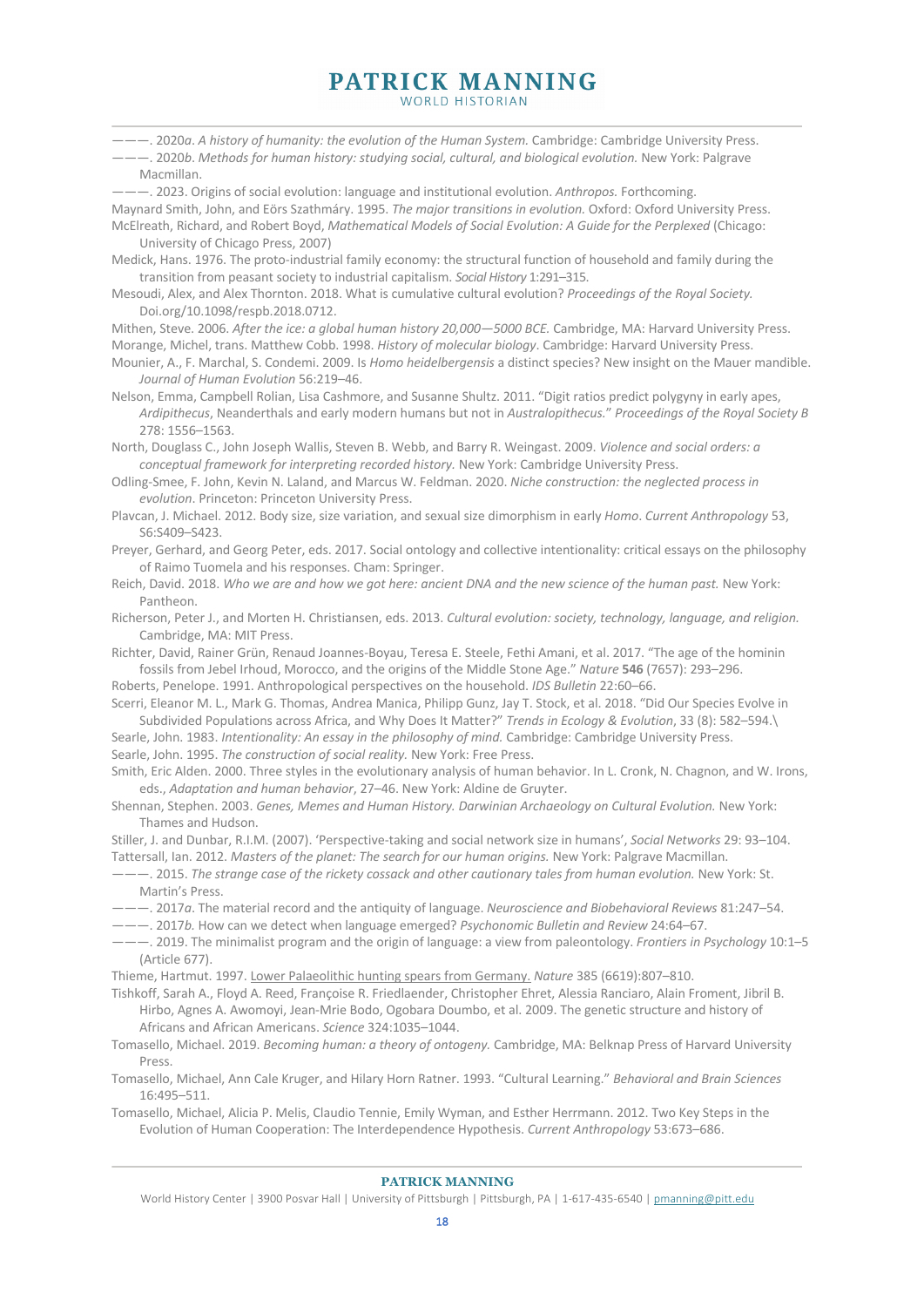———. 2020*a*. *A history of humanity: the evolution of the Human System.* Cambridge: Cambridge University Press.

———. 2020*b*. *Methods for human history: studying social, cultural, and biological evolution.* New York: Palgrave Macmillan.

———. 2023. Origins of social evolution: language and institutional evolution. *Anthropos.* Forthcoming.

Maynard Smith, John, and Eörs Szathmáry. 1995. *The major transitions in evolution.* Oxford: Oxford University Press.

McElreath, Richard, and Robert Boyd, *Mathematical Models of Social Evolution: A Guide for the Perplexed* (Chicago: University of Chicago Press, 2007)

Medick, Hans. 1976. The proto-industrial family economy: the structural function of household and family during the transition from peasant society to industrial capitalism. *Social History* 1:291–315.

Mesoudi, Alex, and Alex Thornton. 2018. What is cumulative cultural evolution? *Proceedings of the Royal Society.* Doi.org/10.1098/respb.2018.0712.

Mithen, Steve. 2006. *After the ice: a global human history 20,000—5000 BCE.* Cambridge, MA: Harvard University Press.

Morange, Michel, trans. Matthew Cobb. 1998. *History of molecular biology*. Cambridge: Harvard University Press.

Mounier, A., F. Marchal, S. Condemi. 2009. Is *Homo heidelbergensis* a distinct species? New insight on the Mauer mandible. *Journal of Human Evolution* 56:219–46.

Nelson, Emma, Campbell Rolian, Lisa Cashmore, and Susanne Shultz. 2011. "Digit ratios predict polygyny in early apes, *Ardipithecus*, Neanderthals and early modern humans but not in *Australopithecus.*" *Proceedings of the Royal Society B* 278: 1556–1563.

North, Douglass C., John Joseph Wallis, Steven B. Webb, and Barry R. Weingast. 2009. *Violence and social orders: a conceptual framework for interpreting recorded history.* New York: Cambridge University Press.

Odling-Smee, F. John, Kevin N. Laland, and Marcus W. Feldman. 2020. *Niche construction: the neglected process in evolution*. Princeton: Princeton University Press.

Plavcan, J. Michael. 2012. Body size, size variation, and sexual size dimorphism in early *Homo*. *Current Anthropology* 53, S6:S409–S423.

Preyer, Gerhard, and Georg Peter, eds. 2017. Social ontology and collective intentionality: critical essays on the philosophy of Raimo Tuomela and his responses. Cham: Springer.

Reich, David. 2018. *Who we are and how we got here: ancient DNA and the new science of the human past.* New York: Pantheon.

Richerson, Peter J., and Morten H. Christiansen, eds. 2013. *Cultural evolution: society, technology, language, and religion.* Cambridge, MA: MIT Press.

Richter, David, Rainer Grün, Renaud Joannes-Boyau, Teresa E. Steele, Fethi Amani, et al. 2017. "The age of the hominin fossils from Jebel Irhoud, Morocco, and the origins of the Middle Stone Age." *Nature* **546** (7657): 293–296.

Roberts, Penelope. 1991. Anthropological perspectives on the household. *IDS Bulletin* 22:60–66.

Scerri, Eleanor M. L., Mark G. Thomas, Andrea Manica, Philipp Gunz, Jay T. Stock, et al. 2018. "Did Our Species Evolve in Subdivided Populations across Africa, and Why Does It Matter?" *Trends in Ecology & Evolution*, 33 (8): 582–594.\

Searle, John. 1983. *Intentionality: An essay in the philosophy of mind.* Cambridge: Cambridge University Press.

Searle, John. 1995. *The construction of social reality.* New York: Free Press.

Smith, Eric Alden. 2000. Three styles in the evolutionary analysis of human behavior. In L. Cronk, N. Chagnon, and W. Irons, eds., *Adaptation and human behavior*, 27–46. New York: Aldine de Gruyter.

Shennan, Stephen. 2003. *Genes, Memes and Human History. Darwinian Archaeology on Cultural Evolution.* New York: Thames and Hudson.

Stiller, J. and Dunbar, R.I.M. (2007). 'Perspective-taking and social network size in humans', *Social Networks* 29: 93–104.

Tattersall, Ian. 2012. *Masters of the planet: The search for our human origins.* New York: Palgrave Macmillan.

———. 2015. *The strange case of the rickety cossack and other cautionary tales from human evolution.* New York: St. Martin's Press.

———. 2017*a*. The material record and the antiquity of language. *Neuroscience and Biobehavioral Reviews* 81:247–54.

———. 2017*b*. How can we detect when language emerged? *Psychonomic Bulletin and Review* 24:64–67.

———. 2019. The minimalist program and the origin of language: a view from paleontology. *Frontiers in Psychology* 10:1–5 (Article 677).

Thieme, Hartmut. 1997. Lower Palaeolithic hunting spears from Germany. *Nature* 385 (6619):807–810.

Tishkoff, Sarah A., Floyd A. Reed, Françoise R. Friedlaender, Christopher Ehret, Alessia Ranciaro, Alain Froment, Jibril B. Hirbo, Agnes A. Awomoyi, Jean-Mrie Bodo, Ogobara Doumbo, et al. 2009. The genetic structure and history of Africans and African Americans. *Science* 324:1035–1044.

Tomasello, Michael. 2019. *Becoming human: a theory of ontogeny.* Cambridge, MA: Belknap Press of Harvard University Press.

Tomasello, Michael, Ann Cale Kruger, and Hilary Horn Ratner. 1993. "Cultural Learning." *Behavioral and Brain Sciences* 16:495–511.

Tomasello, Michael, Alicia P. Melis, Claudio Tennie, Emily Wyman, and Esther Herrmann. 2012. Two Key Steps in the Evolution of Human Cooperation: The Interdependence Hypothesis. *Current Anthropology* 53:673–686.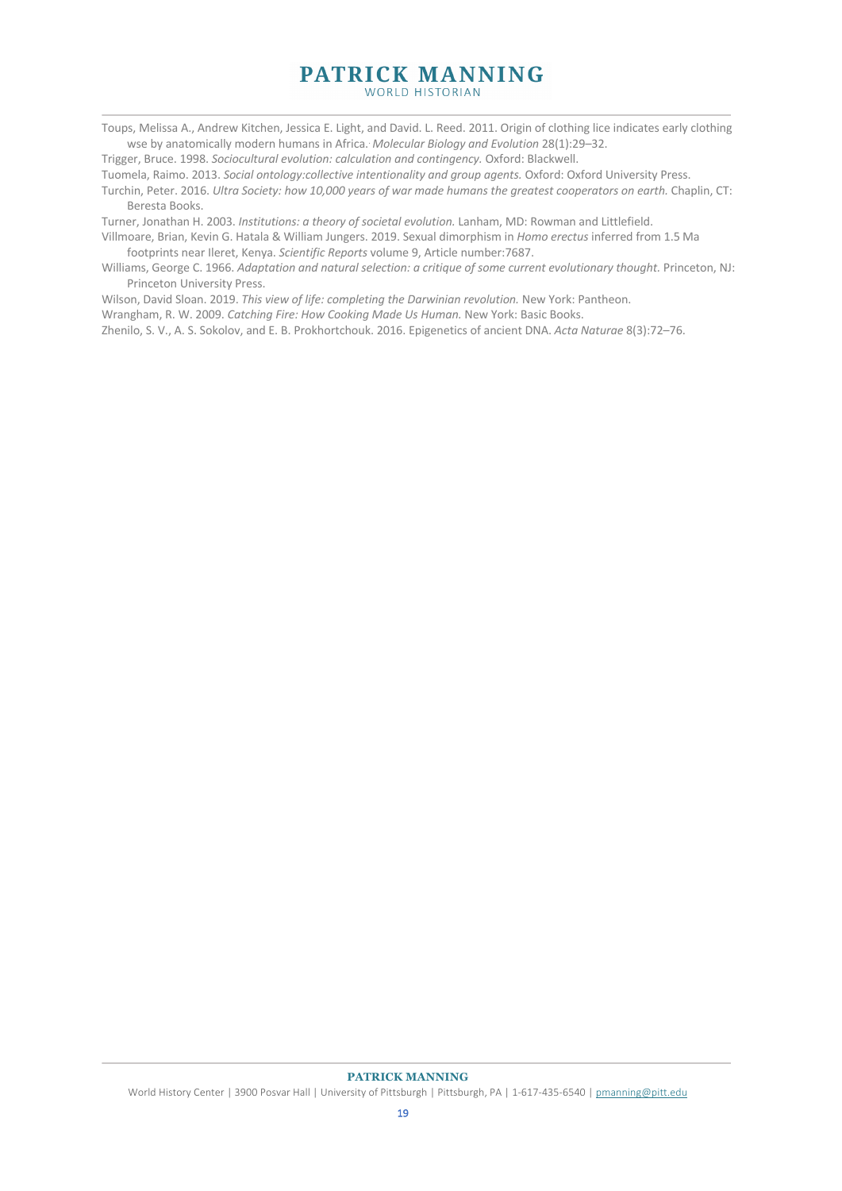Toups, Melissa A., Andrew Kitchen, Jessica E. Light, and David. L. Reed. 2011. Origin of clothing lice indicates early clothing wse by anatomically modern humans in Africa. *Molecular Biology and Evolution* 28(1):29–32.

Trigger, Bruce. 1998. *Sociocultural evolution: calculation and contingency.* Oxford: Blackwell.

Tuomela, Raimo. 2013. *Social ontology:collective intentionality and group agents.* Oxford: Oxford University Press.

Turchin, Peter. 2016. *Ultra Society: how 10,000 years of war made humans the greatest cooperators on earth.* Chaplin, CT: Beresta Books.

Turner, Jonathan H. 2003. *Institutions: a theory of societal evolution.* Lanham, MD: Rowman and Littlefield.

Villmoare, Brian, Kevin G. Hatala & William Jungers. 2019. Sexual dimorphism in *Homo erectus* inferred from 1.5 Ma footprints near Ileret, Kenya. *Scientific Reports* volume 9, Article number:7687.

Williams, George C. 1966. *Adaptation and natural selection: a critique of some current evolutionary thought.* Princeton, NJ: Princeton University Press.

Wilson, David Sloan. 2019. *This view of life: completing the Darwinian revolution.* New York: Pantheon.

Wrangham, R. W. 2009. *Catching Fire: How Cooking Made Us Human.* New York: Basic Books.

Zhenilo, S. V., A. S. Sokolov, and E. B. Prokhortchouk. 2016. Epigenetics of ancient DNA. *Acta Naturae* 8(3):72–76.